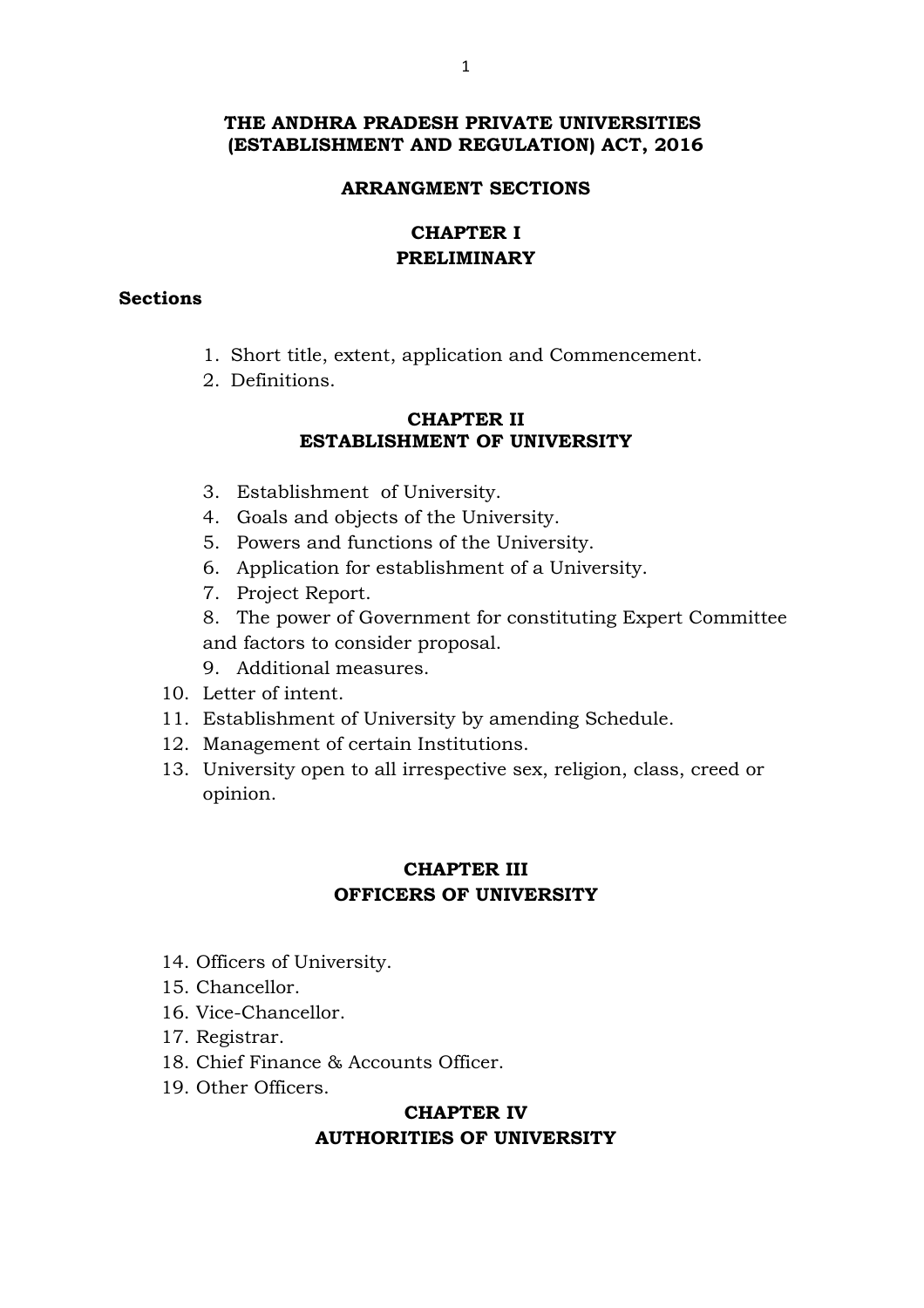# THE ANDHRA PRADESH PRIVATE UNIVERSITIES (ESTABLISHMENT AND REGULATION) ACT, 2016

## ARRANGMENT SECTIONS

## CHAPTER I
## PRELIMINARY

**Sections**

1. Short title, extent, application and Commencement.
2. Definitions.

## CHAPTER II
## ESTABLISHMENT OF UNIVERSITY

3. Establishment of University.
4. Goals and objects of the University.
5. Powers and functions of the University.
6. Application for establishment of a University.
7. Project Report.
8. The power of Government for constituting Expert Committee and factors to consider proposal.
9. Additional measures.
10. Letter of intent.
11. Establishment of University by amending Schedule.
12. Management of certain Institutions.
13. University open to all irrespective sex, religion, class, creed or opinion.

## CHAPTER III
## OFFICERS OF UNIVERSITY

14. Officers of University.
15. Chancellor.
16. Vice-Chancellor.
17. Registrar.
18. Chief Finance & Accounts Officer.
19. Other Officers.

## CHAPTER IV
## AUTHORITIES OF UNIVERSITY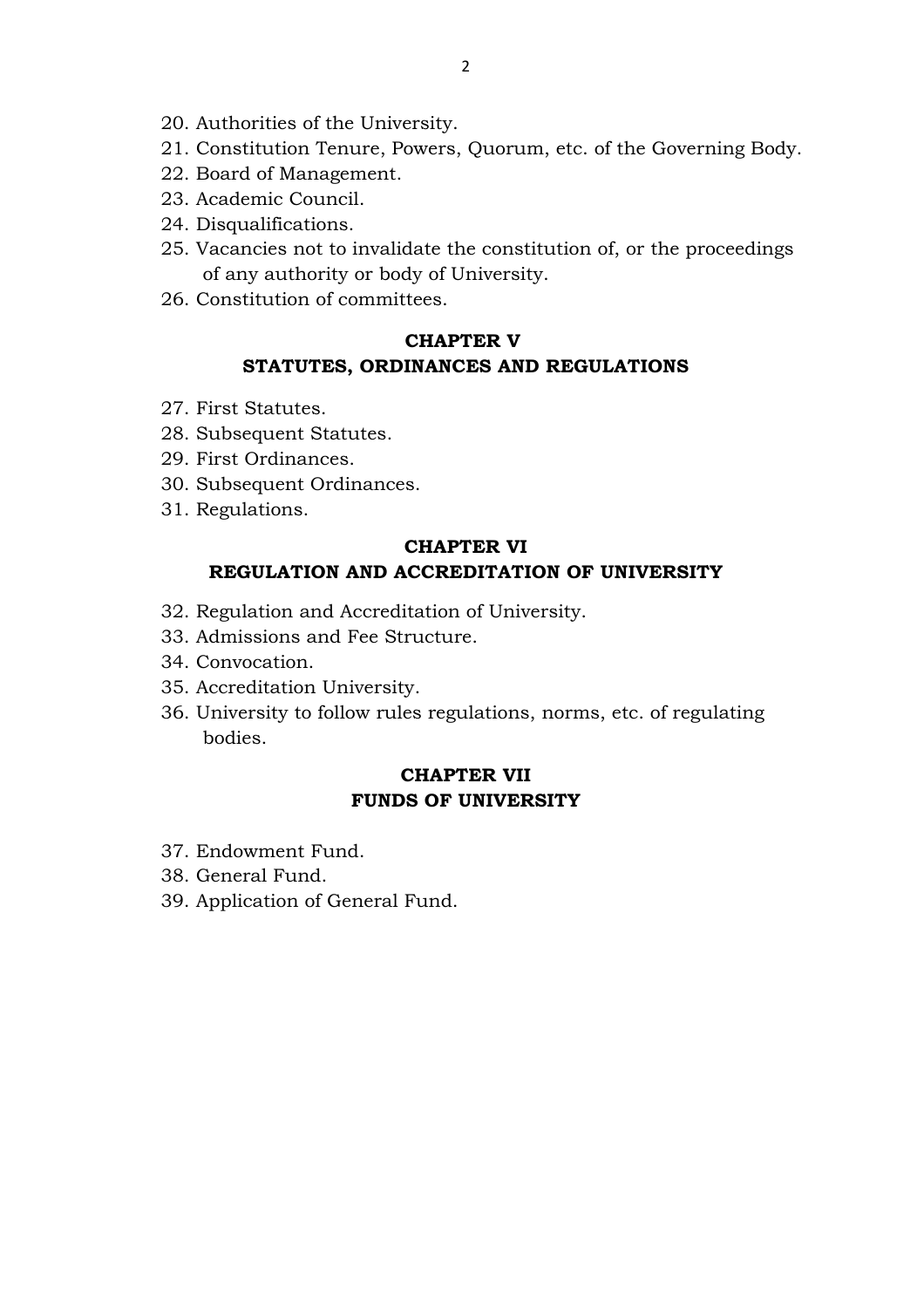20. Authorities of the University.
21. Constitution Tenure, Powers, Quorum, etc. of the Governing Body.
22. Board of Management.
23. Academic Council.
24. Disqualifications.
25. Vacancies not to invalidate the constitution of, or the proceedings of any authority or body of University.
26. Constitution of committees.

## CHAPTER V
## STATUTES, ORDINANCES AND REGULATIONS

27. First Statutes.
28. Subsequent Statutes.
29. First Ordinances.
30. Subsequent Ordinances.
31. Regulations.

## CHAPTER VI
## REGULATION AND ACCREDITATION OF UNIVERSITY

32. Regulation and Accreditation of University.
33. Admissions and Fee Structure.
34. Convocation.
35. Accreditation University.
36. University to follow rules regulations, norms, etc. of regulating bodies.

## CHAPTER VII
## FUNDS OF UNIVERSITY

37. Endowment Fund.
38. General Fund.
39. Application of General Fund.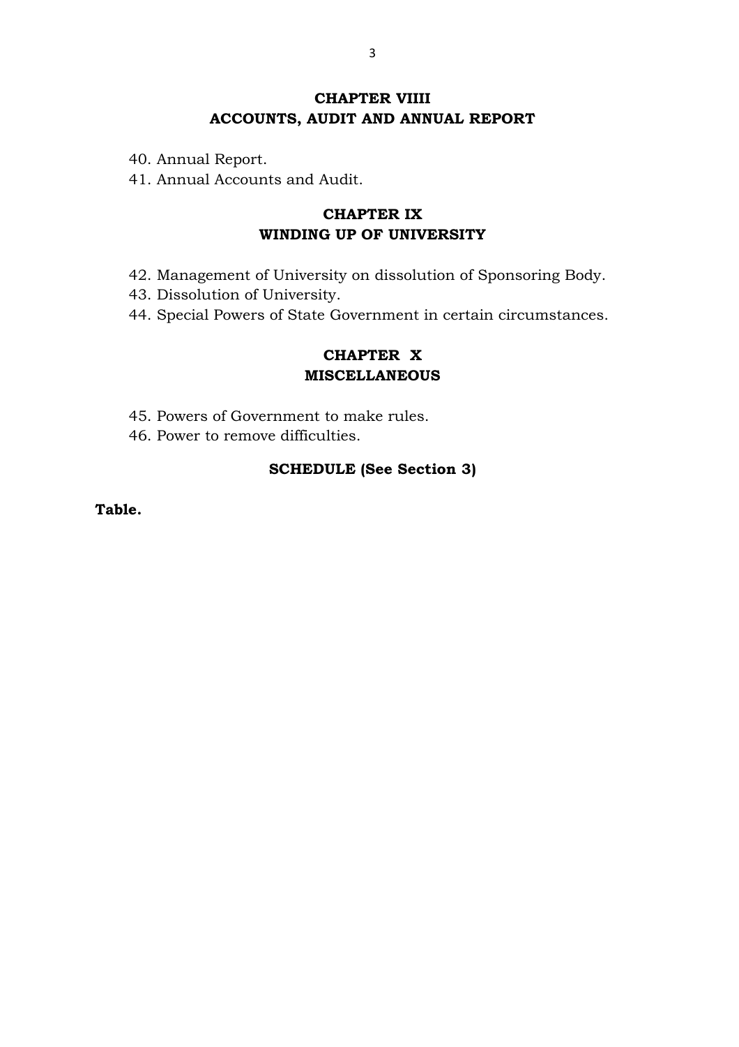## CHAPTER VIIII
## ACCOUNTS, AUDIT AND ANNUAL REPORT

40. Annual Report.
41. Annual Accounts and Audit.

## CHAPTER IX
## WINDING UP OF UNIVERSITY

42. Management of University on dissolution of Sponsoring Body.
43. Dissolution of University.
44. Special Powers of State Government in certain circumstances.

## CHAPTER X
## MISCELLANEOUS

45. Powers of Government to make rules.
46. Power to remove difficulties.

**SCHEDULE (See Section 3)**

**Table.**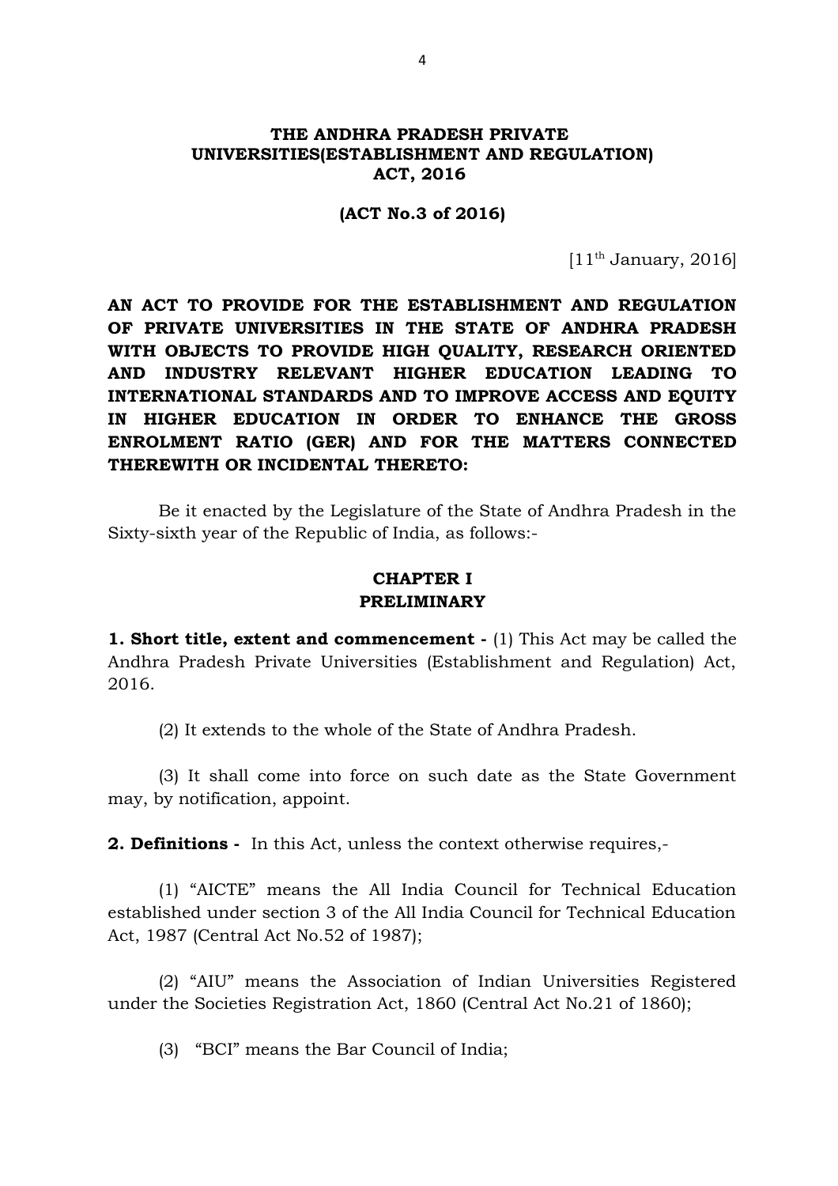# THE ANDHRA PRADESH PRIVATE UNIVERSITIES(ESTABLISHMENT AND REGULATION) ACT, 2016

## (ACT No.3 of 2016)

[11th January, 2016]

**AN ACT TO PROVIDE FOR THE ESTABLISHMENT AND REGULATION OF PRIVATE UNIVERSITIES IN THE STATE OF ANDHRA PRADESH WITH OBJECTS TO PROVIDE HIGH QUALITY, RESEARCH ORIENTED AND INDUSTRY RELEVANT HIGHER EDUCATION LEADING TO INTERNATIONAL STANDARDS AND TO IMPROVE ACCESS AND EQUITY IN HIGHER EDUCATION IN ORDER TO ENHANCE THE GROSS ENROLMENT RATIO (GER) AND FOR THE MATTERS CONNECTED THEREWITH OR INCIDENTAL THERETO:**

Be it enacted by the Legislature of the State of Andhra Pradesh in the Sixty-sixth year of the Republic of India, as follows:-

## CHAPTER I
## PRELIMINARY

**1. Short title, extent and commencement -** (1) This Act may be called the Andhra Pradesh Private Universities (Establishment and Regulation) Act, 2016.

(2) It extends to the whole of the State of Andhra Pradesh.

(3) It shall come into force on such date as the State Government may, by notification, appoint.

**2. Definitions -** In this Act, unless the context otherwise requires,-

(1) "AICTE" means the All India Council for Technical Education established under section 3 of the All India Council for Technical Education Act, 1987 (Central Act No.52 of 1987);

(2) "AIU" means the Association of Indian Universities Registered under the Societies Registration Act, 1860 (Central Act No.21 of 1860);

(3) "BCI" means the Bar Council of India;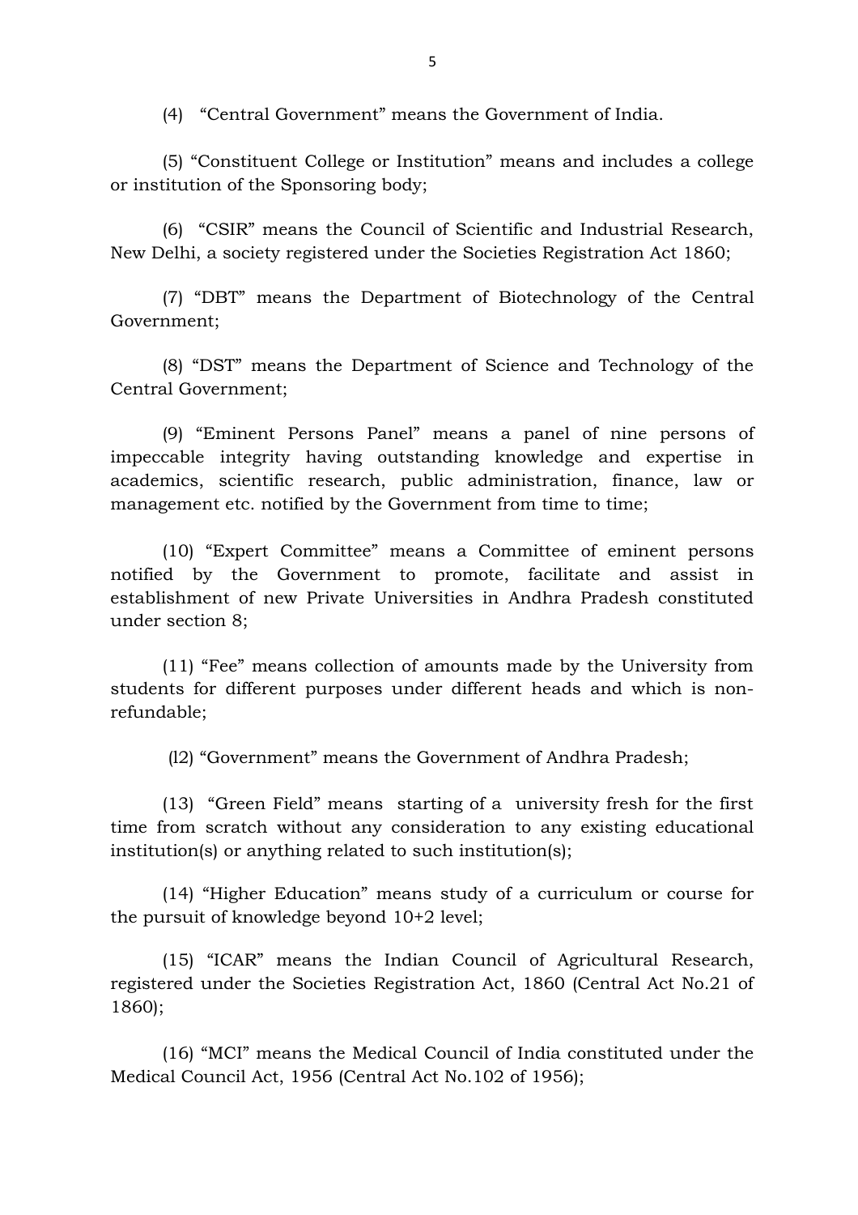(4) "Central Government" means the Government of India.

(5) "Constituent College or Institution" means and includes a college or institution of the Sponsoring body;

(6) "CSIR" means the Council of Scientific and Industrial Research, New Delhi, a society registered under the Societies Registration Act 1860;

(7) "DBT" means the Department of Biotechnology of the Central Government;

(8) "DST" means the Department of Science and Technology of the Central Government;

(9) "Eminent Persons Panel" means a panel of nine persons of impeccable integrity having outstanding knowledge and expertise in academics, scientific research, public administration, finance, law or management etc. notified by the Government from time to time;

(10) "Expert Committee" means a Committee of eminent persons notified by the Government to promote, facilitate and assist in establishment of new Private Universities in Andhra Pradesh constituted under section 8;

(11) "Fee" means collection of amounts made by the University from students for different purposes under different heads and which is non-refundable;

(l2) "Government" means the Government of Andhra Pradesh;

(13) "Green Field" means starting of a university fresh for the first time from scratch without any consideration to any existing educational institution(s) or anything related to such institution(s);

(14) "Higher Education" means study of a curriculum or course for the pursuit of knowledge beyond 10+2 level;

(15) "ICAR" means the Indian Council of Agricultural Research, registered under the Societies Registration Act, 1860 (Central Act No.21 of 1860);

(16) "MCI" means the Medical Council of India constituted under the Medical Council Act, 1956 (Central Act No.102 of 1956);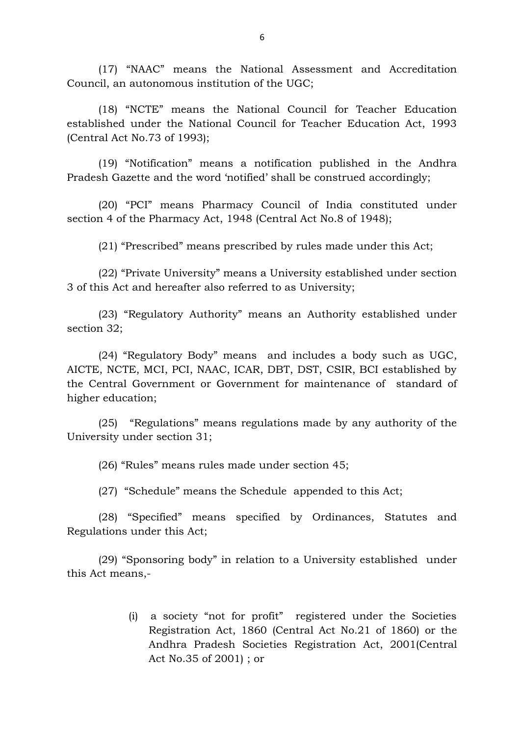(17) "NAAC" means the National Assessment and Accreditation Council, an autonomous institution of the UGC;

(18) "NCTE" means the National Council for Teacher Education established under the National Council for Teacher Education Act, 1993 (Central Act No.73 of 1993);

(19) "Notification" means a notification published in the Andhra Pradesh Gazette and the word 'notified' shall be construed accordingly;

(20) "PCI" means Pharmacy Council of India constituted under section 4 of the Pharmacy Act, 1948 (Central Act No.8 of 1948);

(21) "Prescribed" means prescribed by rules made under this Act;

(22) "Private University" means a University established under section 3 of this Act and hereafter also referred to as University;

(23) "Regulatory Authority" means an Authority established under section 32;

(24) "Regulatory Body" means and includes a body such as UGC, AICTE, NCTE, MCI, PCI, NAAC, ICAR, DBT, DST, CSIR, BCI established by the Central Government or Government for maintenance of standard of higher education;

(25) "Regulations" means regulations made by any authority of the University under section 31;

(26) "Rules" means rules made under section 45;

(27) "Schedule" means the Schedule appended to this Act;

(28) "Specified" means specified by Ordinances, Statutes and Regulations under this Act;

(29) "Sponsoring body" in relation to a University established under this Act means,-

(i) a society "not for profit" registered under the Societies Registration Act, 1860 (Central Act No.21 of 1860) or the Andhra Pradesh Societies Registration Act, 2001(Central Act No.35 of 2001) ; or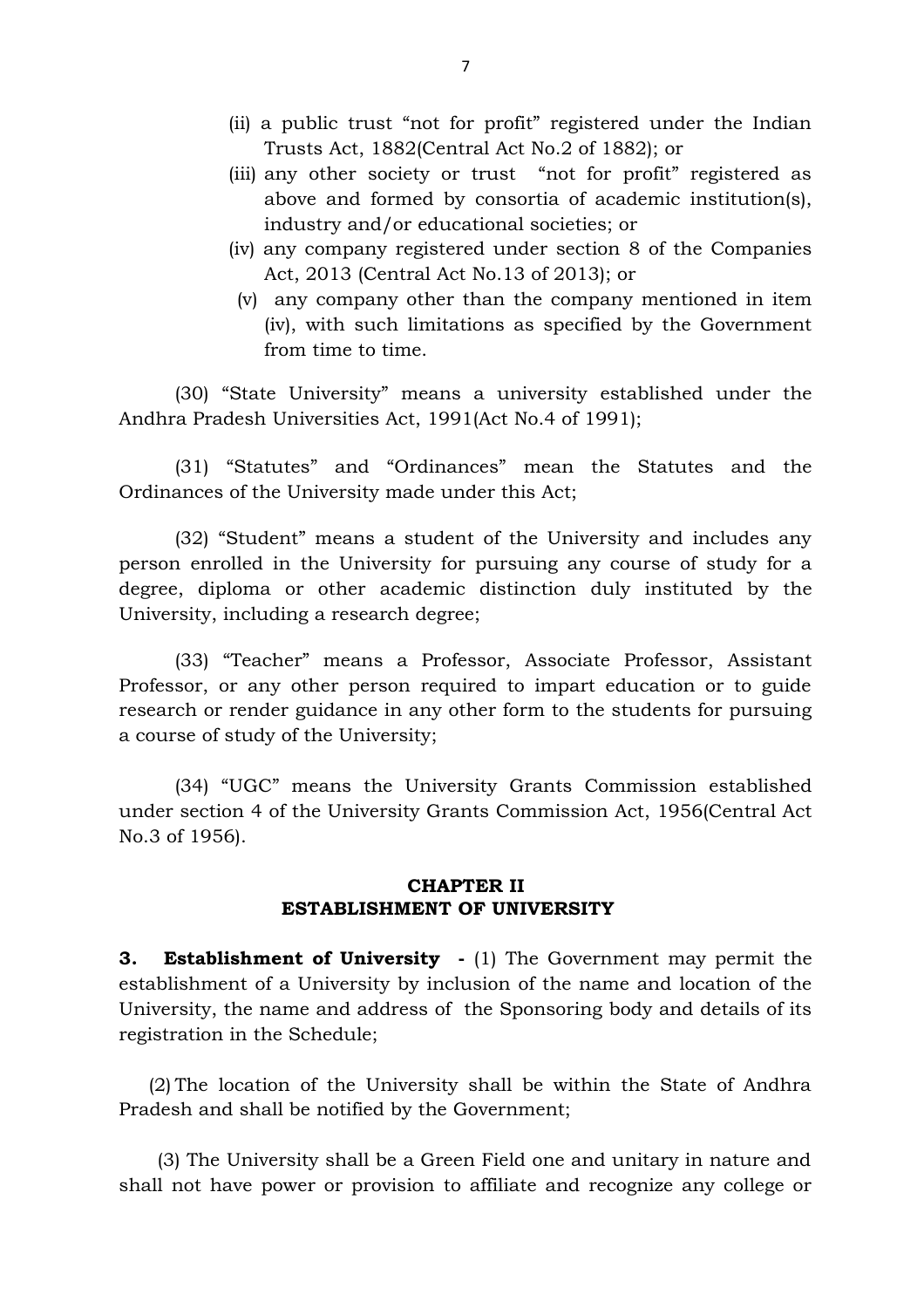(ii) a public trust "not for profit" registered under the Indian Trusts Act, 1882(Central Act No.2 of 1882); or

(iii) any other society or trust "not for profit" registered as above and formed by consortia of academic institution(s), industry and/or educational societies; or

(iv) any company registered under section 8 of the Companies Act, 2013 (Central Act No.13 of 2013); or

(v) any company other than the company mentioned in item (iv), with such limitations as specified by the Government from time to time.

(30) "State University" means a university established under the Andhra Pradesh Universities Act, 1991(Act No.4 of 1991);

(31) "Statutes" and "Ordinances" mean the Statutes and the Ordinances of the University made under this Act;

(32) "Student" means a student of the University and includes any person enrolled in the University for pursuing any course of study for a degree, diploma or other academic distinction duly instituted by the University, including a research degree;

(33) "Teacher" means a Professor, Associate Professor, Assistant Professor, or any other person required to impart education or to guide research or render guidance in any other form to the students for pursuing a course of study of the University;

(34) "UGC" means the University Grants Commission established under section 4 of the University Grants Commission Act, 1956(Central Act No.3 of 1956).

## CHAPTER II
## ESTABLISHMENT OF UNIVERSITY

**3. Establishment of University -** (1) The Government may permit the establishment of a University by inclusion of the name and location of the University, the name and address of the Sponsoring body and details of its registration in the Schedule;

(2) The location of the University shall be within the State of Andhra Pradesh and shall be notified by the Government;

(3) The University shall be a Green Field one and unitary in nature and shall not have power or provision to affiliate and recognize any college or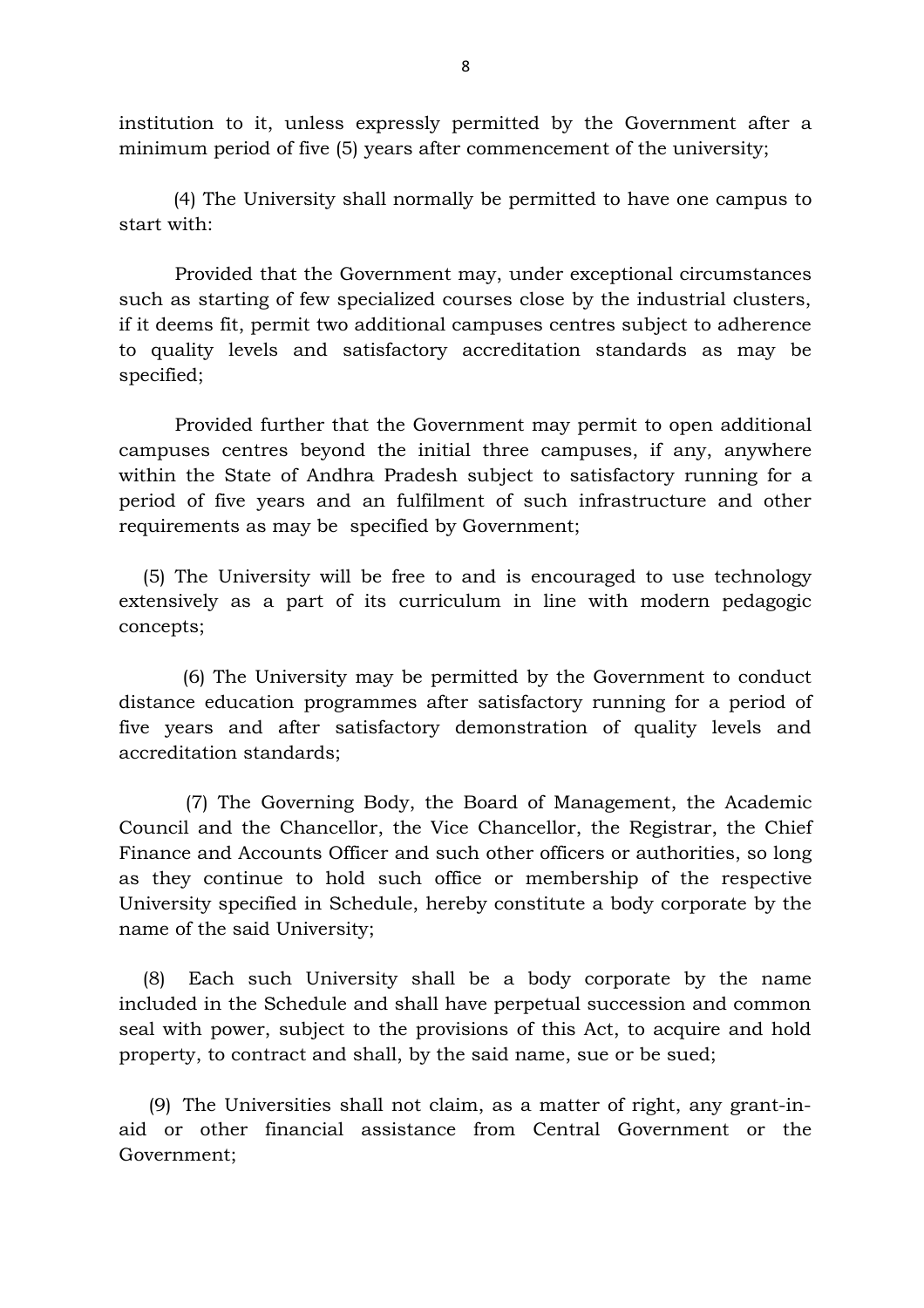institution to it, unless expressly permitted by the Government after a minimum period of five (5) years after commencement of the university;

(4) The University shall normally be permitted to have one campus to start with:

Provided that the Government may, under exceptional circumstances such as starting of few specialized courses close by the industrial clusters, if it deems fit, permit two additional campuses centres subject to adherence to quality levels and satisfactory accreditation standards as may be specified;

Provided further that the Government may permit to open additional campuses centres beyond the initial three campuses, if any, anywhere within the State of Andhra Pradesh subject to satisfactory running for a period of five years and an fulfilment of such infrastructure and other requirements as may be specified by Government;

(5) The University will be free to and is encouraged to use technology extensively as a part of its curriculum in line with modern pedagogic concepts;

(6) The University may be permitted by the Government to conduct distance education programmes after satisfactory running for a period of five years and after satisfactory demonstration of quality levels and accreditation standards;

(7) The Governing Body, the Board of Management, the Academic Council and the Chancellor, the Vice Chancellor, the Registrar, the Chief Finance and Accounts Officer and such other officers or authorities, so long as they continue to hold such office or membership of the respective University specified in Schedule, hereby constitute a body corporate by the name of the said University;

(8) Each such University shall be a body corporate by the name included in the Schedule and shall have perpetual succession and common seal with power, subject to the provisions of this Act, to acquire and hold property, to contract and shall, by the said name, sue or be sued;

(9) The Universities shall not claim, as a matter of right, any grant-in-aid or other financial assistance from Central Government or the Government;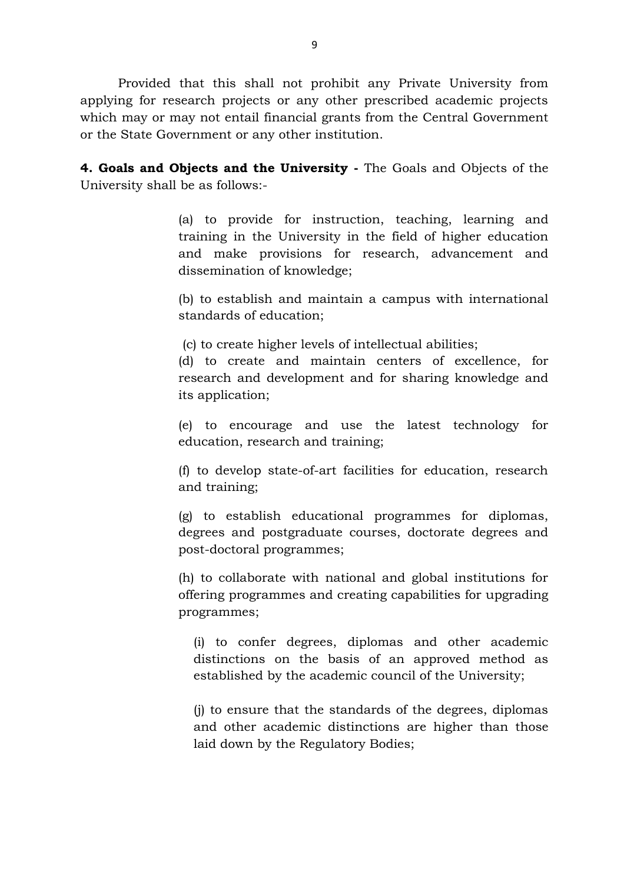Provided that this shall not prohibit any Private University from applying for research projects or any other prescribed academic projects which may or may not entail financial grants from the Central Government or the State Government or any other institution.

**4. Goals and Objects and the University -** The Goals and Objects of the University shall be as follows:-

(a) to provide for instruction, teaching, learning and training in the University in the field of higher education and make provisions for research, advancement and dissemination of knowledge;

(b) to establish and maintain a campus with international standards of education;

(c) to create higher levels of intellectual abilities;

(d) to create and maintain centers of excellence, for research and development and for sharing knowledge and its application;

(e) to encourage and use the latest technology for education, research and training;

(f) to develop state-of-art facilities for education, research and training;

(g) to establish educational programmes for diplomas, degrees and postgraduate courses, doctorate degrees and post-doctoral programmes;

(h) to collaborate with national and global institutions for offering programmes and creating capabilities for upgrading programmes;

(i) to confer degrees, diplomas and other academic distinctions on the basis of an approved method as established by the academic council of the University;

(j) to ensure that the standards of the degrees, diplomas and other academic distinctions are higher than those laid down by the Regulatory Bodies;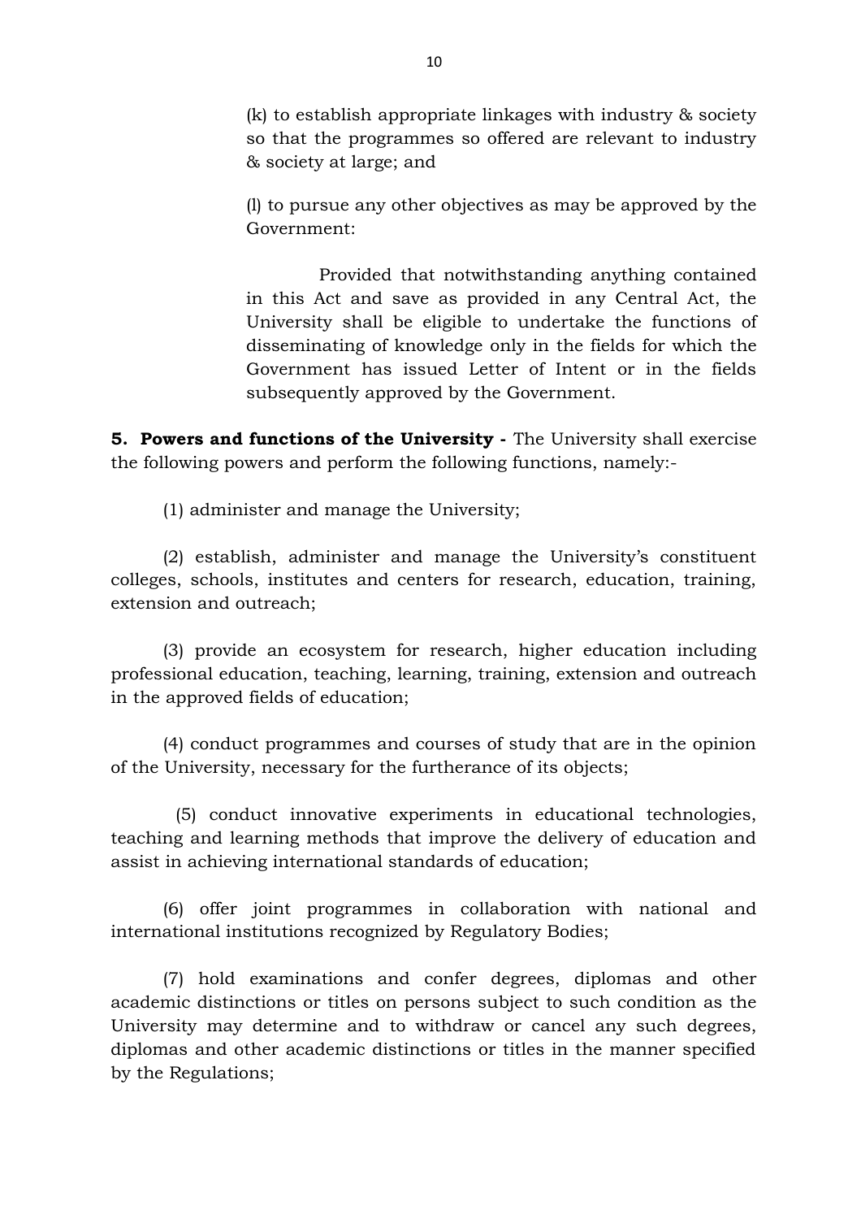(k) to establish appropriate linkages with industry & society so that the programmes so offered are relevant to industry & society at large; and

(l) to pursue any other objectives as may be approved by the Government:

Provided that notwithstanding anything contained in this Act and save as provided in any Central Act, the University shall be eligible to undertake the functions of disseminating of knowledge only in the fields for which the Government has issued Letter of Intent or in the fields subsequently approved by the Government.

**5. Powers and functions of the University -** The University shall exercise the following powers and perform the following functions, namely:-

(1) administer and manage the University;

(2) establish, administer and manage the University's constituent colleges, schools, institutes and centers for research, education, training, extension and outreach;

(3) provide an ecosystem for research, higher education including professional education, teaching, learning, training, extension and outreach in the approved fields of education;

(4) conduct programmes and courses of study that are in the opinion of the University, necessary for the furtherance of its objects;

(5) conduct innovative experiments in educational technologies, teaching and learning methods that improve the delivery of education and assist in achieving international standards of education;

(6) offer joint programmes in collaboration with national and international institutions recognized by Regulatory Bodies;

(7) hold examinations and confer degrees, diplomas and other academic distinctions or titles on persons subject to such condition as the University may determine and to withdraw or cancel any such degrees, diplomas and other academic distinctions or titles in the manner specified by the Regulations;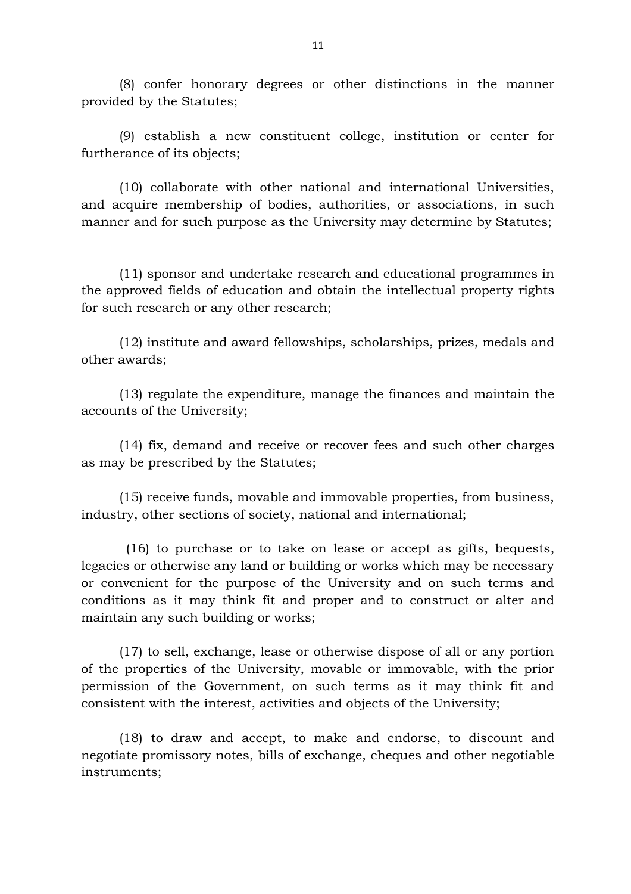(8) confer honorary degrees or other distinctions in the manner provided by the Statutes;

(9) establish a new constituent college, institution or center for furtherance of its objects;

(10) collaborate with other national and international Universities, and acquire membership of bodies, authorities, or associations, in such manner and for such purpose as the University may determine by Statutes;

(11) sponsor and undertake research and educational programmes in the approved fields of education and obtain the intellectual property rights for such research or any other research;

(12) institute and award fellowships, scholarships, prizes, medals and other awards;

(13) regulate the expenditure, manage the finances and maintain the accounts of the University;

(14) fix, demand and receive or recover fees and such other charges as may be prescribed by the Statutes;

(15) receive funds, movable and immovable properties, from business, industry, other sections of society, national and international;

(16) to purchase or to take on lease or accept as gifts, bequests, legacies or otherwise any land or building or works which may be necessary or convenient for the purpose of the University and on such terms and conditions as it may think fit and proper and to construct or alter and maintain any such building or works;

(17) to sell, exchange, lease or otherwise dispose of all or any portion of the properties of the University, movable or immovable, with the prior permission of the Government, on such terms as it may think fit and consistent with the interest, activities and objects of the University;

(18) to draw and accept, to make and endorse, to discount and negotiate promissory notes, bills of exchange, cheques and other negotiable instruments;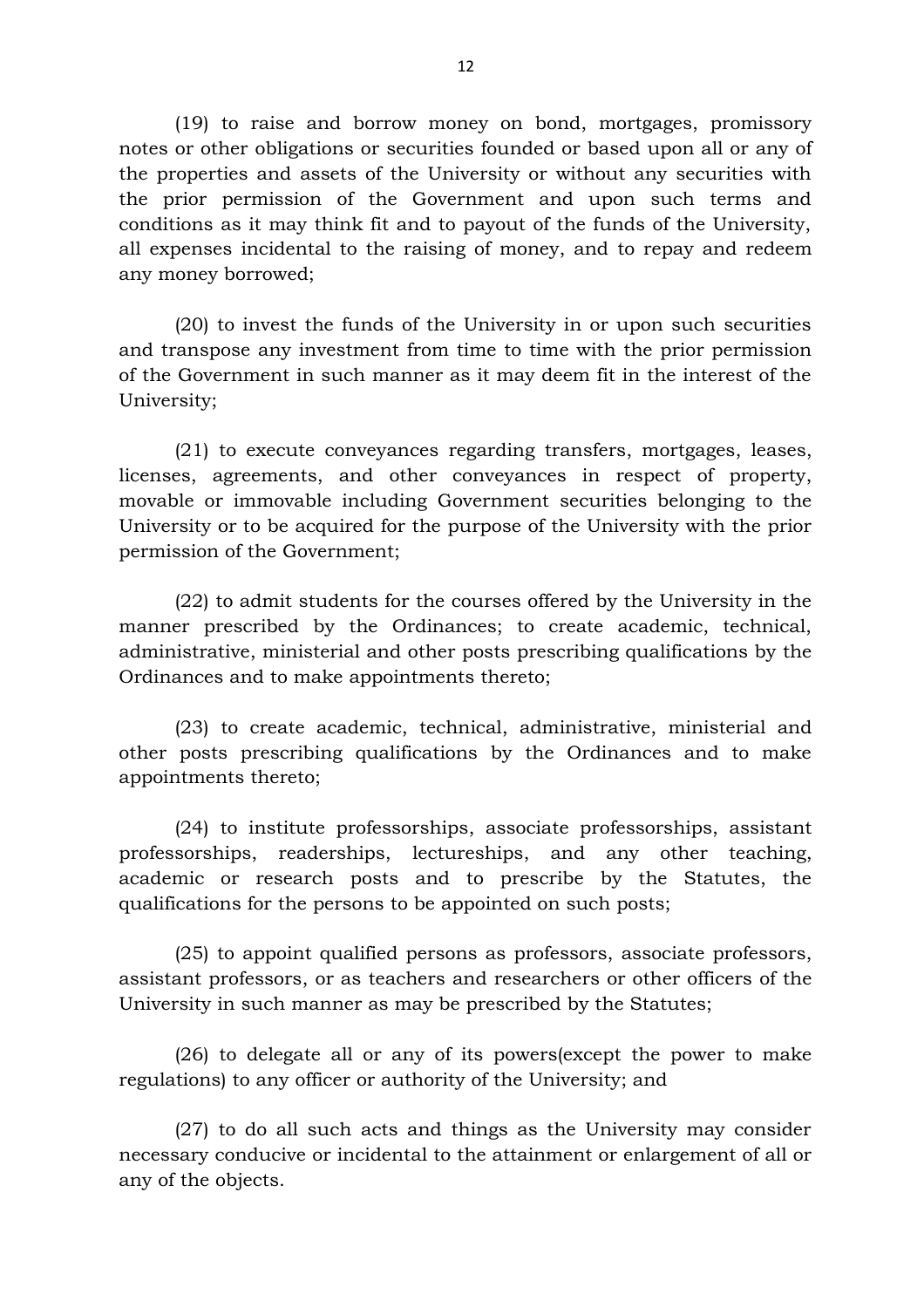(19) to raise and borrow money on bond, mortgages, promissory notes or other obligations or securities founded or based upon all or any of the properties and assets of the University or without any securities with the prior permission of the Government and upon such terms and conditions as it may think fit and to payout of the funds of the University, all expenses incidental to the raising of money, and to repay and redeem any money borrowed;

(20) to invest the funds of the University in or upon such securities and transpose any investment from time to time with the prior permission of the Government in such manner as it may deem fit in the interest of the University;

(21) to execute conveyances regarding transfers, mortgages, leases, licenses, agreements, and other conveyances in respect of property, movable or immovable including Government securities belonging to the University or to be acquired for the purpose of the University with the prior permission of the Government;

(22) to admit students for the courses offered by the University in the manner prescribed by the Ordinances; to create academic, technical, administrative, ministerial and other posts prescribing qualifications by the Ordinances and to make appointments thereto;

(23) to create academic, technical, administrative, ministerial and other posts prescribing qualifications by the Ordinances and to make appointments thereto;

(24) to institute professorships, associate professorships, assistant professorships, readerships, lectureships, and any other teaching, academic or research posts and to prescribe by the Statutes, the qualifications for the persons to be appointed on such posts;

(25) to appoint qualified persons as professors, associate professors, assistant professors, or as teachers and researchers or other officers of the University in such manner as may be prescribed by the Statutes;

(26) to delegate all or any of its powers(except the power to make regulations) to any officer or authority of the University; and

(27) to do all such acts and things as the University may consider necessary conducive or incidental to the attainment or enlargement of all or any of the objects.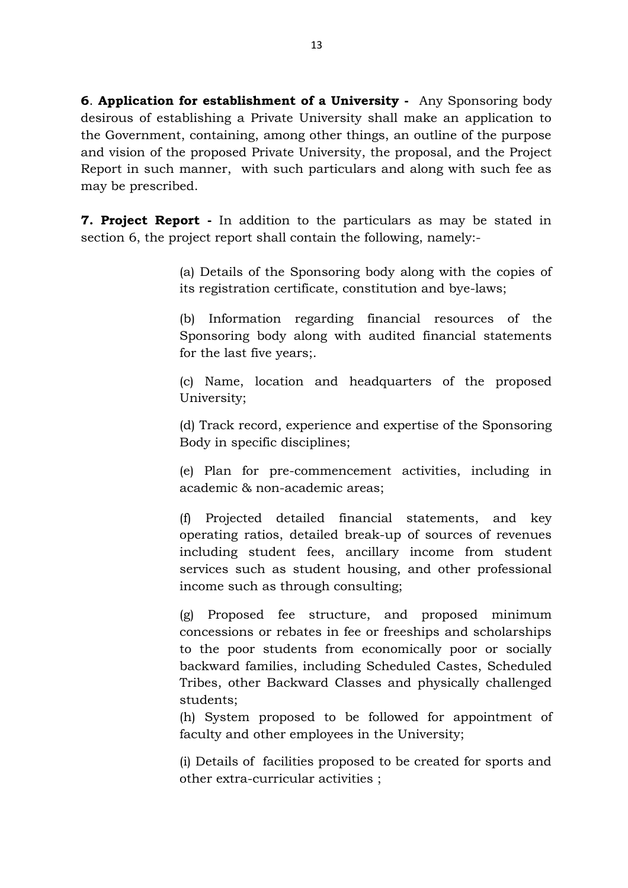**6**. **Application for establishment of a University -** Any Sponsoring body desirous of establishing a Private University shall make an application to the Government, containing, among other things, an outline of the purpose and vision of the proposed Private University, the proposal, and the Project Report in such manner, with such particulars and along with such fee as may be prescribed.

**7. Project Report -** In addition to the particulars as may be stated in section 6, the project report shall contain the following, namely:-

(a) Details of the Sponsoring body along with the copies of its registration certificate, constitution and bye-laws;

(b) Information regarding financial resources of the Sponsoring body along with audited financial statements for the last five years;.

(c) Name, location and headquarters of the proposed University;

(d) Track record, experience and expertise of the Sponsoring Body in specific disciplines;

(e) Plan for pre-commencement activities, including in academic & non-academic areas;

(f) Projected detailed financial statements, and key operating ratios, detailed break-up of sources of revenues including student fees, ancillary income from student services such as student housing, and other professional income such as through consulting;

(g) Proposed fee structure, and proposed minimum concessions or rebates in fee or freeships and scholarships to the poor students from economically poor or socially backward families, including Scheduled Castes, Scheduled Tribes, other Backward Classes and physically challenged students;

(h) System proposed to be followed for appointment of faculty and other employees in the University;

(i) Details of facilities proposed to be created for sports and other extra-curricular activities ;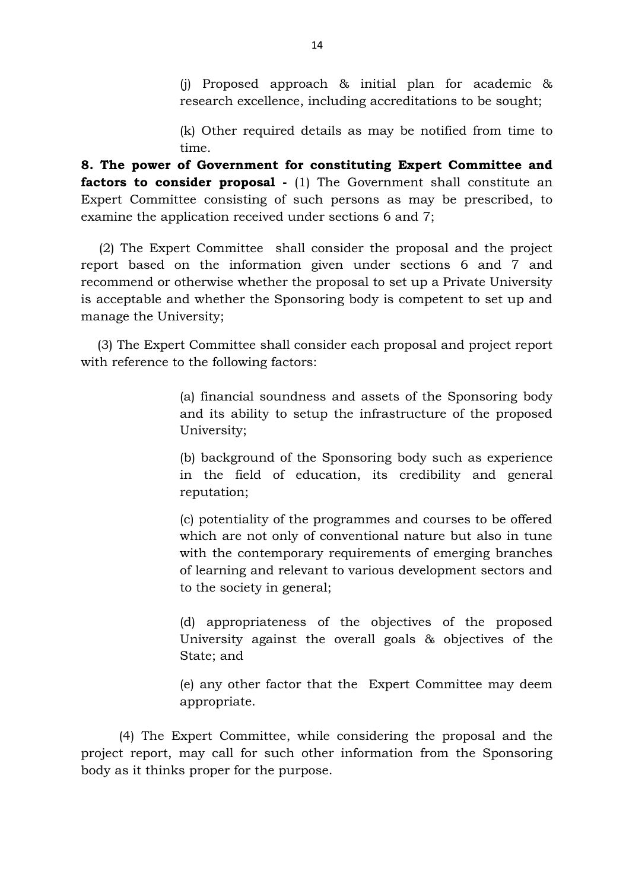(j) Proposed approach & initial plan for academic & research excellence, including accreditations to be sought;

(k) Other required details as may be notified from time to time.

**8. The power of Government for constituting Expert Committee and factors to consider proposal -** (1) The Government shall constitute an Expert Committee consisting of such persons as may be prescribed, to examine the application received under sections 6 and 7;

(2) The Expert Committee shall consider the proposal and the project report based on the information given under sections 6 and 7 and recommend or otherwise whether the proposal to set up a Private University is acceptable and whether the Sponsoring body is competent to set up and manage the University;

(3) The Expert Committee shall consider each proposal and project report with reference to the following factors:

(a) financial soundness and assets of the Sponsoring body and its ability to setup the infrastructure of the proposed University;

(b) background of the Sponsoring body such as experience in the field of education, its credibility and general reputation;

(c) potentiality of the programmes and courses to be offered which are not only of conventional nature but also in tune with the contemporary requirements of emerging branches of learning and relevant to various development sectors and to the society in general;

(d) appropriateness of the objectives of the proposed University against the overall goals & objectives of the State; and

(e) any other factor that the Expert Committee may deem appropriate.

(4) The Expert Committee, while considering the proposal and the project report, may call for such other information from the Sponsoring body as it thinks proper for the purpose.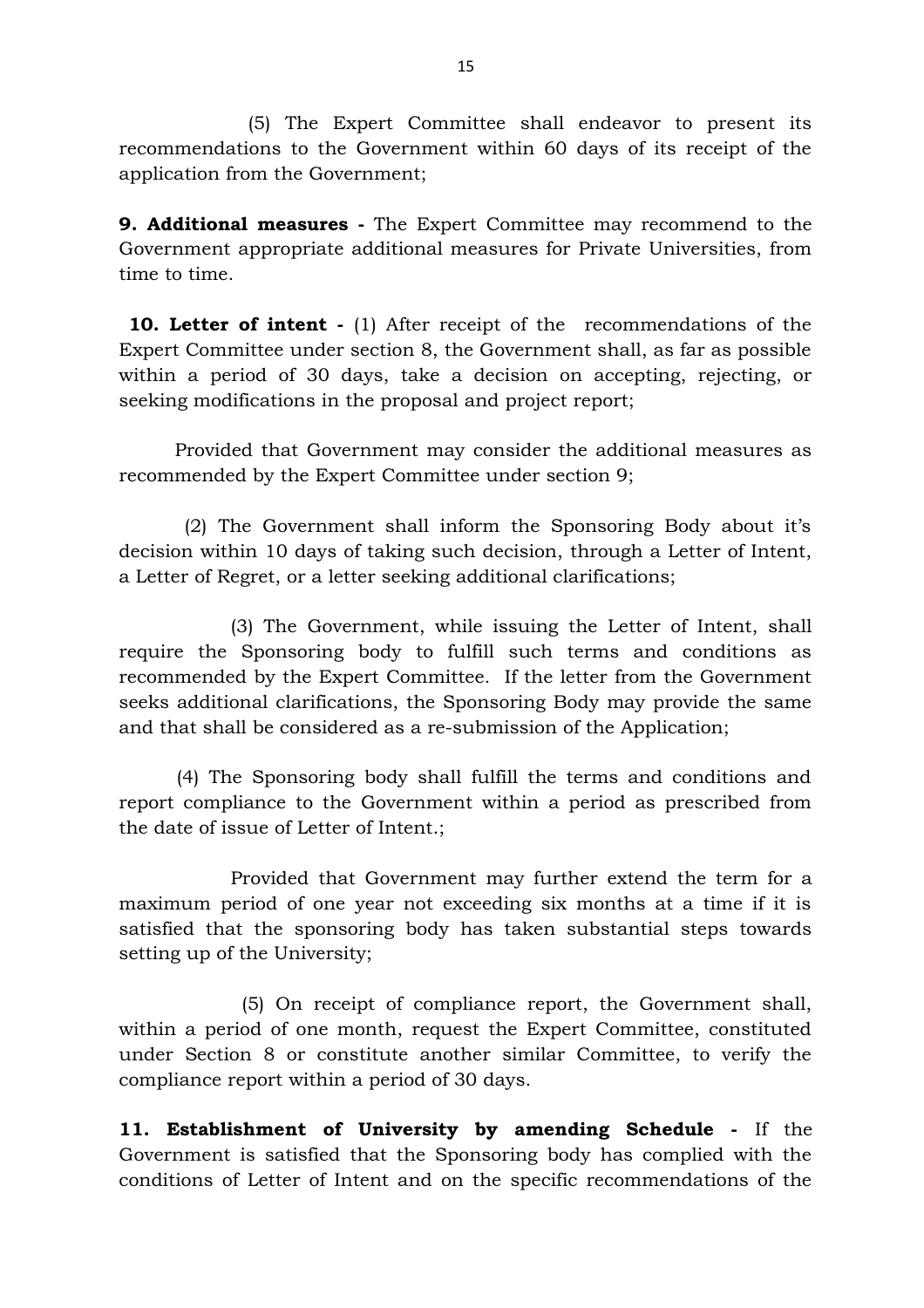(5) The Expert Committee shall endeavor to present its recommendations to the Government within 60 days of its receipt of the application from the Government;

**9. Additional measures -** The Expert Committee may recommend to the Government appropriate additional measures for Private Universities, from time to time.

**10. Letter of intent -** (1) After receipt of the recommendations of the Expert Committee under section 8, the Government shall, as far as possible within a period of 30 days, take a decision on accepting, rejecting, or seeking modifications in the proposal and project report;

Provided that Government may consider the additional measures as recommended by the Expert Committee under section 9;

(2) The Government shall inform the Sponsoring Body about it's decision within 10 days of taking such decision, through a Letter of Intent, a Letter of Regret, or a letter seeking additional clarifications;

(3) The Government, while issuing the Letter of Intent, shall require the Sponsoring body to fulfill such terms and conditions as recommended by the Expert Committee. If the letter from the Government seeks additional clarifications, the Sponsoring Body may provide the same and that shall be considered as a re-submission of the Application;

(4) The Sponsoring body shall fulfill the terms and conditions and report compliance to the Government within a period as prescribed from the date of issue of Letter of Intent.;

Provided that Government may further extend the term for a maximum period of one year not exceeding six months at a time if it is satisfied that the sponsoring body has taken substantial steps towards setting up of the University;

(5) On receipt of compliance report, the Government shall, within a period of one month, request the Expert Committee, constituted under Section 8 or constitute another similar Committee, to verify the compliance report within a period of 30 days.

**11. Establishment of University by amending Schedule -** If the Government is satisfied that the Sponsoring body has complied with the conditions of Letter of Intent and on the specific recommendations of the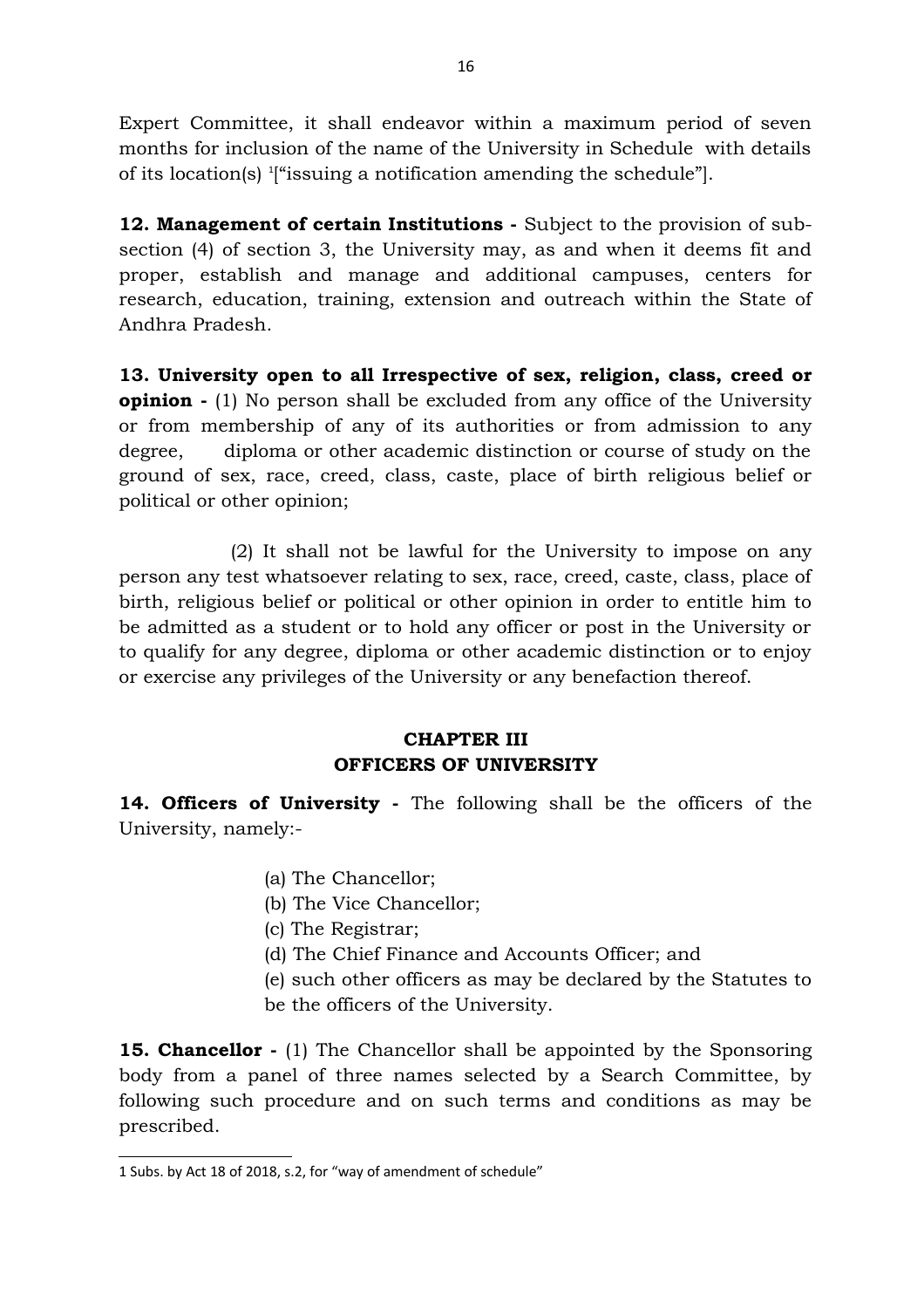Expert Committee, it shall endeavor within a maximum period of seven months for inclusion of the name of the University in Schedule with details of its location(s) [1]["issuing a notification amending the schedule"].

**12. Management of certain Institutions -** Subject to the provision of sub-section (4) of section 3, the University may, as and when it deems fit and proper, establish and manage and additional campuses, centers for research, education, training, extension and outreach within the State of Andhra Pradesh.

**13. University open to all Irrespective of sex, religion, class, creed or opinion -** (1) No person shall be excluded from any office of the University or from membership of any of its authorities or from admission to any degree, diploma or other academic distinction or course of study on the ground of sex, race, creed, class, caste, place of birth religious belief or political or other opinion;

(2) It shall not be lawful for the University to impose on any person any test whatsoever relating to sex, race, creed, caste, class, place of birth, religious belief or political or other opinion in order to entitle him to be admitted as a student or to hold any officer or post in the University or to qualify for any degree, diploma or other academic distinction or to enjoy or exercise any privileges of the University or any benefaction thereof.

## CHAPTER III
## OFFICERS OF UNIVERSITY

**14. Officers of University -** The following shall be the officers of the University, namely:-

(a) The Chancellor;
(b) The Vice Chancellor;
(c) The Registrar;
(d) The Chief Finance and Accounts Officer; and
(e) such other officers as may be declared by the Statutes to be the officers of the University.

**15. Chancellor -** (1) The Chancellor shall be appointed by the Sponsoring body from a panel of three names selected by a Search Committee, by following such procedure and on such terms and conditions as may be prescribed.

---

1 Subs. by Act 18 of 2018, s.2, for "way of amendment of schedule"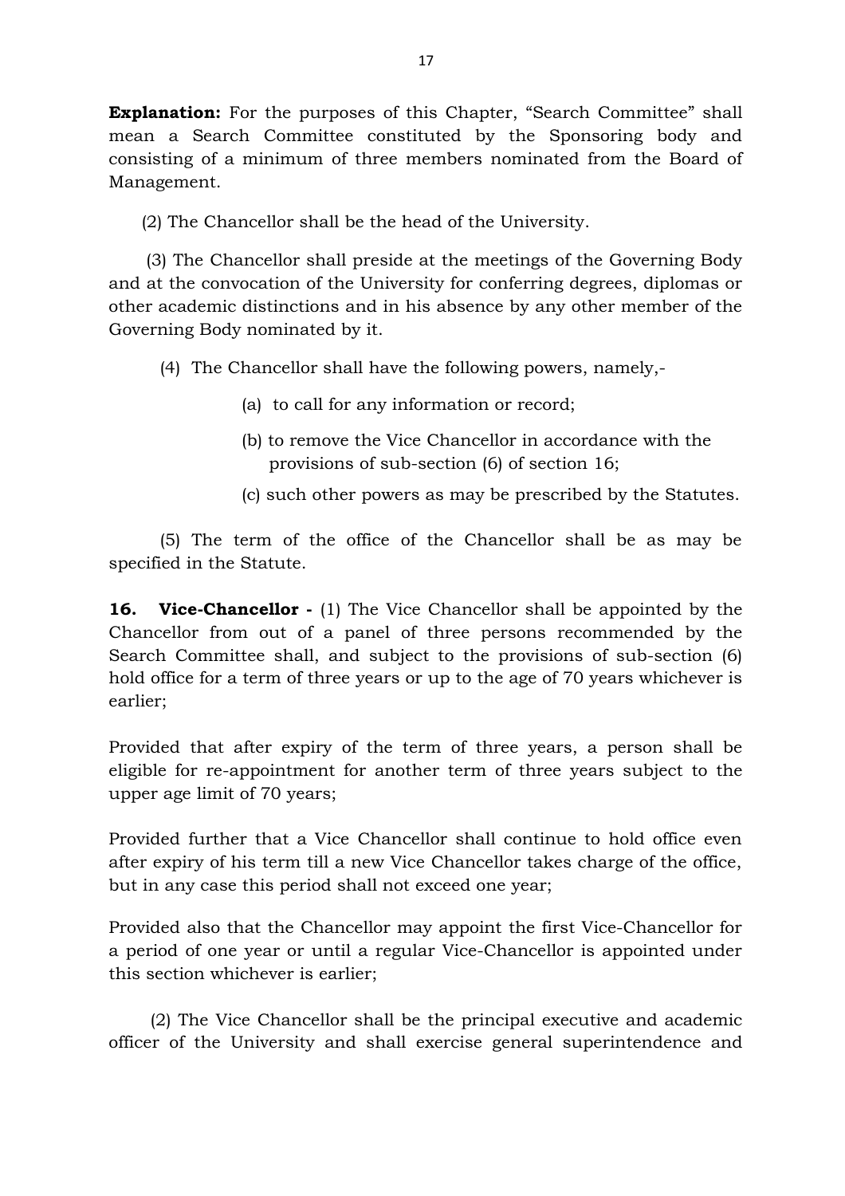**Explanation:** For the purposes of this Chapter, "Search Committee" shall mean a Search Committee constituted by the Sponsoring body and consisting of a minimum of three members nominated from the Board of Management.

(2) The Chancellor shall be the head of the University.

(3) The Chancellor shall preside at the meetings of the Governing Body and at the convocation of the University for conferring degrees, diplomas or other academic distinctions and in his absence by any other member of the Governing Body nominated by it.

(4) The Chancellor shall have the following powers, namely,-

(a) to call for any information or record;

(b) to remove the Vice Chancellor in accordance with the provisions of sub-section (6) of section 16;

(c) such other powers as may be prescribed by the Statutes.

(5) The term of the office of the Chancellor shall be as may be specified in the Statute.

**16. Vice-Chancellor -** (1) The Vice Chancellor shall be appointed by the Chancellor from out of a panel of three persons recommended by the Search Committee shall, and subject to the provisions of sub-section (6) hold office for a term of three years or up to the age of 70 years whichever is earlier;

Provided that after expiry of the term of three years, a person shall be eligible for re-appointment for another term of three years subject to the upper age limit of 70 years;

Provided further that a Vice Chancellor shall continue to hold office even after expiry of his term till a new Vice Chancellor takes charge of the office, but in any case this period shall not exceed one year;

Provided also that the Chancellor may appoint the first Vice-Chancellor for a period of one year or until a regular Vice-Chancellor is appointed under this section whichever is earlier;

(2) The Vice Chancellor shall be the principal executive and academic officer of the University and shall exercise general superintendence and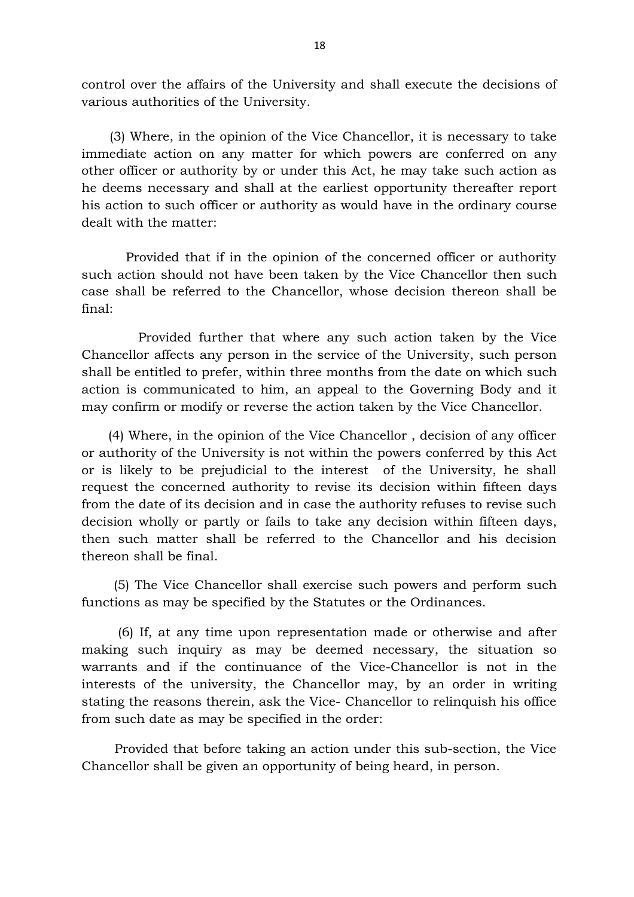control over the affairs of the University and shall execute the decisions of various authorities of the University.

(3) Where, in the opinion of the Vice Chancellor, it is necessary to take immediate action on any matter for which powers are conferred on any other officer or authority by or under this Act, he may take such action as he deems necessary and shall at the earliest opportunity thereafter report his action to such officer or authority as would have in the ordinary course dealt with the matter:

Provided that if in the opinion of the concerned officer or authority such action should not have been taken by the Vice Chancellor then such case shall be referred to the Chancellor, whose decision thereon shall be final:

Provided further that where any such action taken by the Vice Chancellor affects any person in the service of the University, such person shall be entitled to prefer, within three months from the date on which such action is communicated to him, an appeal to the Governing Body and it may confirm or modify or reverse the action taken by the Vice Chancellor.

(4) Where, in the opinion of the Vice Chancellor , decision of any officer or authority of the University is not within the powers conferred by this Act or is likely to be prejudicial to the interest of the University, he shall request the concerned authority to revise its decision within fifteen days from the date of its decision and in case the authority refuses to revise such decision wholly or partly or fails to take any decision within fifteen days, then such matter shall be referred to the Chancellor and his decision thereon shall be final.

(5) The Vice Chancellor shall exercise such powers and perform such functions as may be specified by the Statutes or the Ordinances.

(6) If, at any time upon representation made or otherwise and after making such inquiry as may be deemed necessary, the situation so warrants and if the continuance of the Vice-Chancellor is not in the interests of the university, the Chancellor may, by an order in writing stating the reasons therein, ask the Vice- Chancellor to relinquish his office from such date as may be specified in the order:

Provided that before taking an action under this sub-section, the Vice Chancellor shall be given an opportunity of being heard, in person.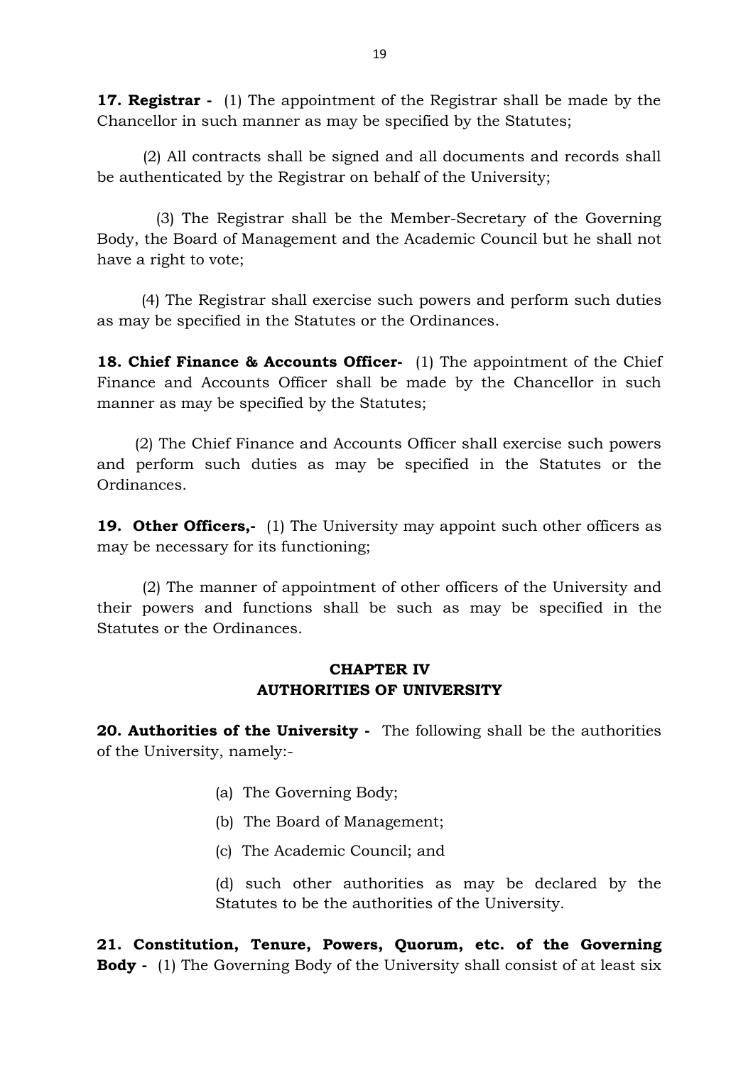**17. Registrar -** (1) The appointment of the Registrar shall be made by the Chancellor in such manner as may be specified by the Statutes;

(2) All contracts shall be signed and all documents and records shall be authenticated by the Registrar on behalf of the University;

(3) The Registrar shall be the Member-Secretary of the Governing Body, the Board of Management and the Academic Council but he shall not have a right to vote;

(4) The Registrar shall exercise such powers and perform such duties as may be specified in the Statutes or the Ordinances.

**18. Chief Finance & Accounts Officer-** (1) The appointment of the Chief Finance and Accounts Officer shall be made by the Chancellor in such manner as may be specified by the Statutes;

(2) The Chief Finance and Accounts Officer shall exercise such powers and perform such duties as may be specified in the Statutes or the Ordinances.

**19. Other Officers,-** (1) The University may appoint such other officers as may be necessary for its functioning;

(2) The manner of appointment of other officers of the University and their powers and functions shall be such as may be specified in the Statutes or the Ordinances.

## CHAPTER IV
## AUTHORITIES OF UNIVERSITY

**20. Authorities of the University -** The following shall be the authorities of the University, namely:-

(a) The Governing Body;

(b) The Board of Management;

(c) The Academic Council; and

(d) such other authorities as may be declared by the Statutes to be the authorities of the University.

**21. Constitution, Tenure, Powers, Quorum, etc. of the Governing Body -** (1) The Governing Body of the University shall consist of at least six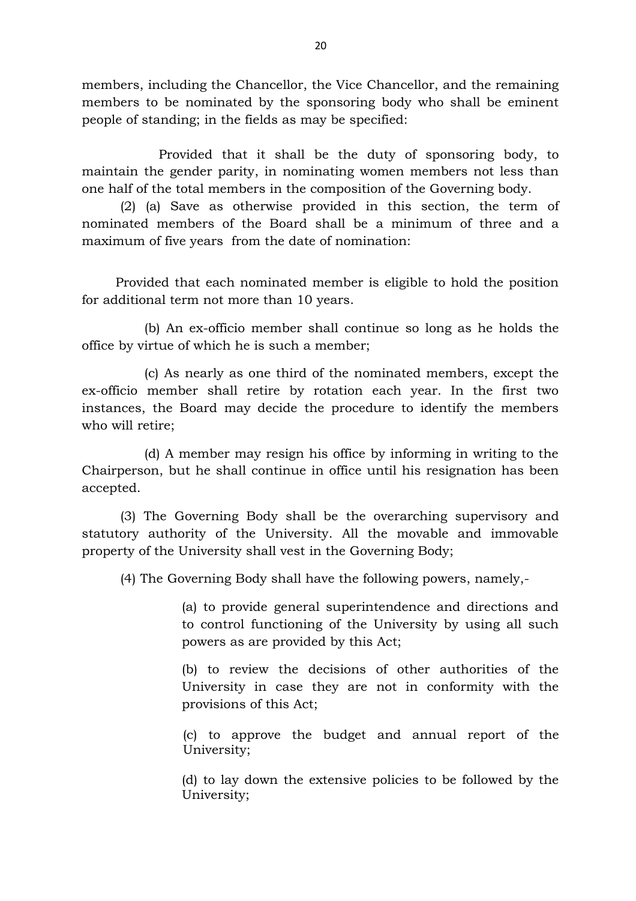members, including the Chancellor, the Vice Chancellor, and the remaining members to be nominated by the sponsoring body who shall be eminent people of standing; in the fields as may be specified:

Provided that it shall be the duty of sponsoring body, to maintain the gender parity, in nominating women members not less than one half of the total members in the composition of the Governing body.

(2) (a) Save as otherwise provided in this section, the term of nominated members of the Board shall be a minimum of three and a maximum of five years from the date of nomination:

Provided that each nominated member is eligible to hold the position for additional term not more than 10 years.

(b) An ex-officio member shall continue so long as he holds the office by virtue of which he is such a member;

(c) As nearly as one third of the nominated members, except the ex-officio member shall retire by rotation each year. In the first two instances, the Board may decide the procedure to identify the members who will retire;

(d) A member may resign his office by informing in writing to the Chairperson, but he shall continue in office until his resignation has been accepted.

(3) The Governing Body shall be the overarching supervisory and statutory authority of the University. All the movable and immovable property of the University shall vest in the Governing Body;

(4) The Governing Body shall have the following powers, namely,-

(a) to provide general superintendence and directions and to control functioning of the University by using all such powers as are provided by this Act;

(b) to review the decisions of other authorities of the University in case they are not in conformity with the provisions of this Act;

(c) to approve the budget and annual report of the University;

(d) to lay down the extensive policies to be followed by the University;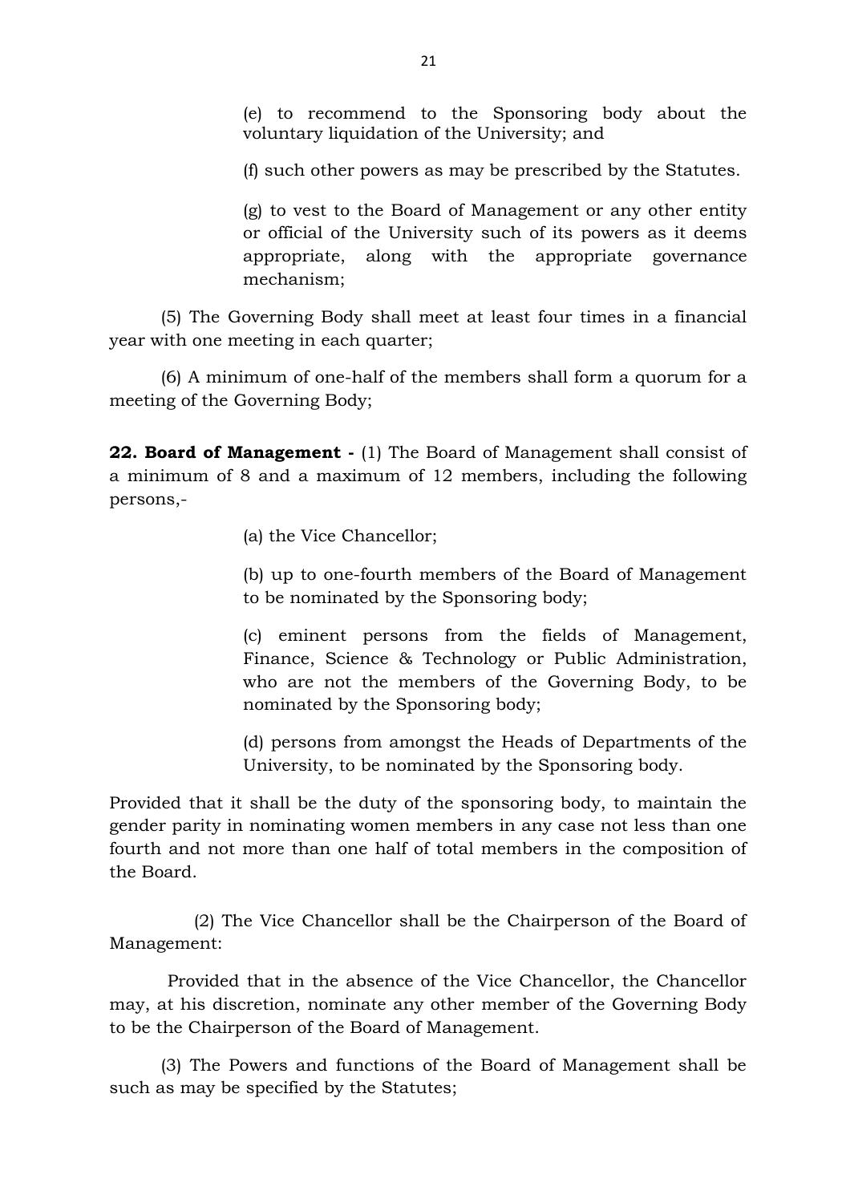(e) to recommend to the Sponsoring body about the voluntary liquidation of the University; and

(f) such other powers as may be prescribed by the Statutes.

(g) to vest to the Board of Management or any other entity or official of the University such of its powers as it deems appropriate, along with the appropriate governance mechanism;

(5) The Governing Body shall meet at least four times in a financial year with one meeting in each quarter;

(6) A minimum of one-half of the members shall form a quorum for a meeting of the Governing Body;

**22. Board of Management -** (1) The Board of Management shall consist of a minimum of 8 and a maximum of 12 members, including the following persons,-

(a) the Vice Chancellor;

(b) up to one-fourth members of the Board of Management to be nominated by the Sponsoring body;

(c) eminent persons from the fields of Management, Finance, Science & Technology or Public Administration, who are not the members of the Governing Body, to be nominated by the Sponsoring body;

(d) persons from amongst the Heads of Departments of the University, to be nominated by the Sponsoring body.

Provided that it shall be the duty of the sponsoring body, to maintain the gender parity in nominating women members in any case not less than one fourth and not more than one half of total members in the composition of the Board.

(2) The Vice Chancellor shall be the Chairperson of the Board of Management:

Provided that in the absence of the Vice Chancellor, the Chancellor may, at his discretion, nominate any other member of the Governing Body to be the Chairperson of the Board of Management.

(3) The Powers and functions of the Board of Management shall be such as may be specified by the Statutes;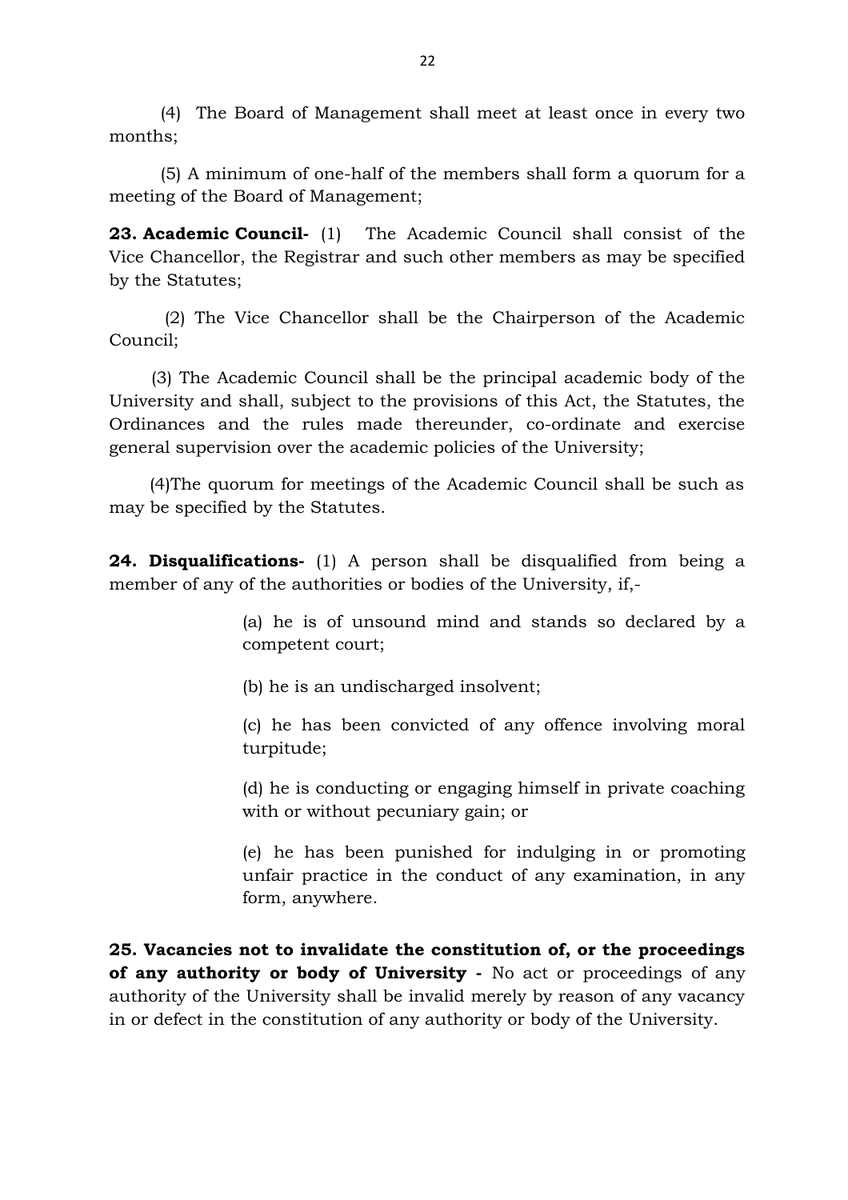(4) The Board of Management shall meet at least once in every two months;

(5) A minimum of one-half of the members shall form a quorum for a meeting of the Board of Management;

**23. Academic Council-** (1) The Academic Council shall consist of the Vice Chancellor, the Registrar and such other members as may be specified by the Statutes;

(2) The Vice Chancellor shall be the Chairperson of the Academic Council;

(3) The Academic Council shall be the principal academic body of the University and shall, subject to the provisions of this Act, the Statutes, the Ordinances and the rules made thereunder, co-ordinate and exercise general supervision over the academic policies of the University;

(4)The quorum for meetings of the Academic Council shall be such as may be specified by the Statutes.

**24. Disqualifications-** (1) A person shall be disqualified from being a member of any of the authorities or bodies of the University, if,-

(a) he is of unsound mind and stands so declared by a competent court;

(b) he is an undischarged insolvent;

(c) he has been convicted of any offence involving moral turpitude;

(d) he is conducting or engaging himself in private coaching with or without pecuniary gain; or

(e) he has been punished for indulging in or promoting unfair practice in the conduct of any examination, in any form, anywhere.

**25. Vacancies not to invalidate the constitution of, or the proceedings of any authority or body of University -** No act or proceedings of any authority of the University shall be invalid merely by reason of any vacancy in or defect in the constitution of any authority or body of the University.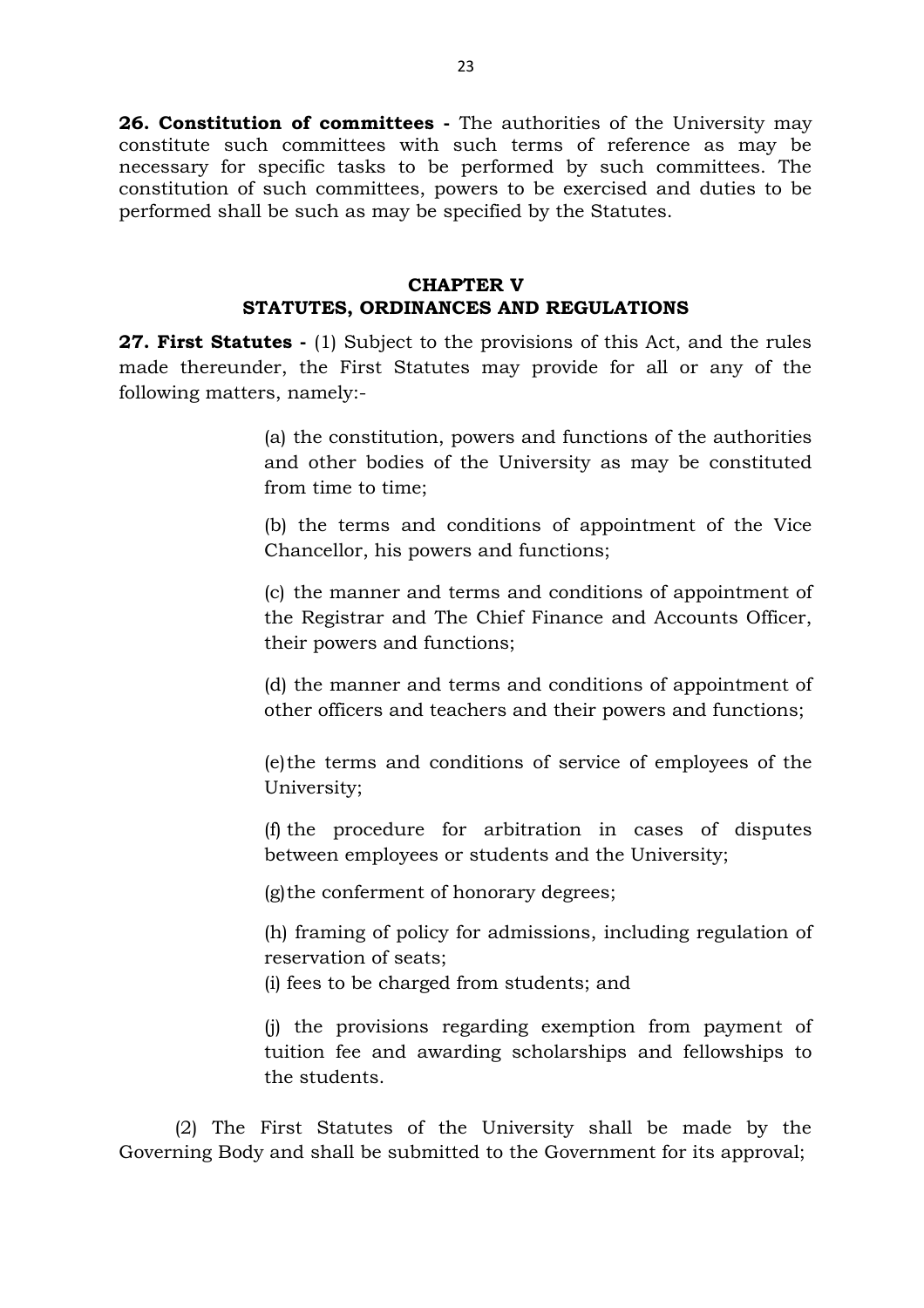**26. Constitution of committees -** The authorities of the University may constitute such committees with such terms of reference as may be necessary for specific tasks to be performed by such committees. The constitution of such committees, powers to be exercised and duties to be performed shall be such as may be specified by the Statutes.

## CHAPTER V
## STATUTES, ORDINANCES AND REGULATIONS

**27. First Statutes -** (1) Subject to the provisions of this Act, and the rules made thereunder, the First Statutes may provide for all or any of the following matters, namely:-

(a) the constitution, powers and functions of the authorities and other bodies of the University as may be constituted from time to time;

(b) the terms and conditions of appointment of the Vice Chancellor, his powers and functions;

(c) the manner and terms and conditions of appointment of the Registrar and The Chief Finance and Accounts Officer, their powers and functions;

(d) the manner and terms and conditions of appointment of other officers and teachers and their powers and functions;

(e) the terms and conditions of service of employees of the University;

(f) the procedure for arbitration in cases of disputes between employees or students and the University;

(g) the conferment of honorary degrees;

(h) framing of policy for admissions, including regulation of reservation of seats;

(i) fees to be charged from students; and

(j) the provisions regarding exemption from payment of tuition fee and awarding scholarships and fellowships to the students.

(2) The First Statutes of the University shall be made by the Governing Body and shall be submitted to the Government for its approval;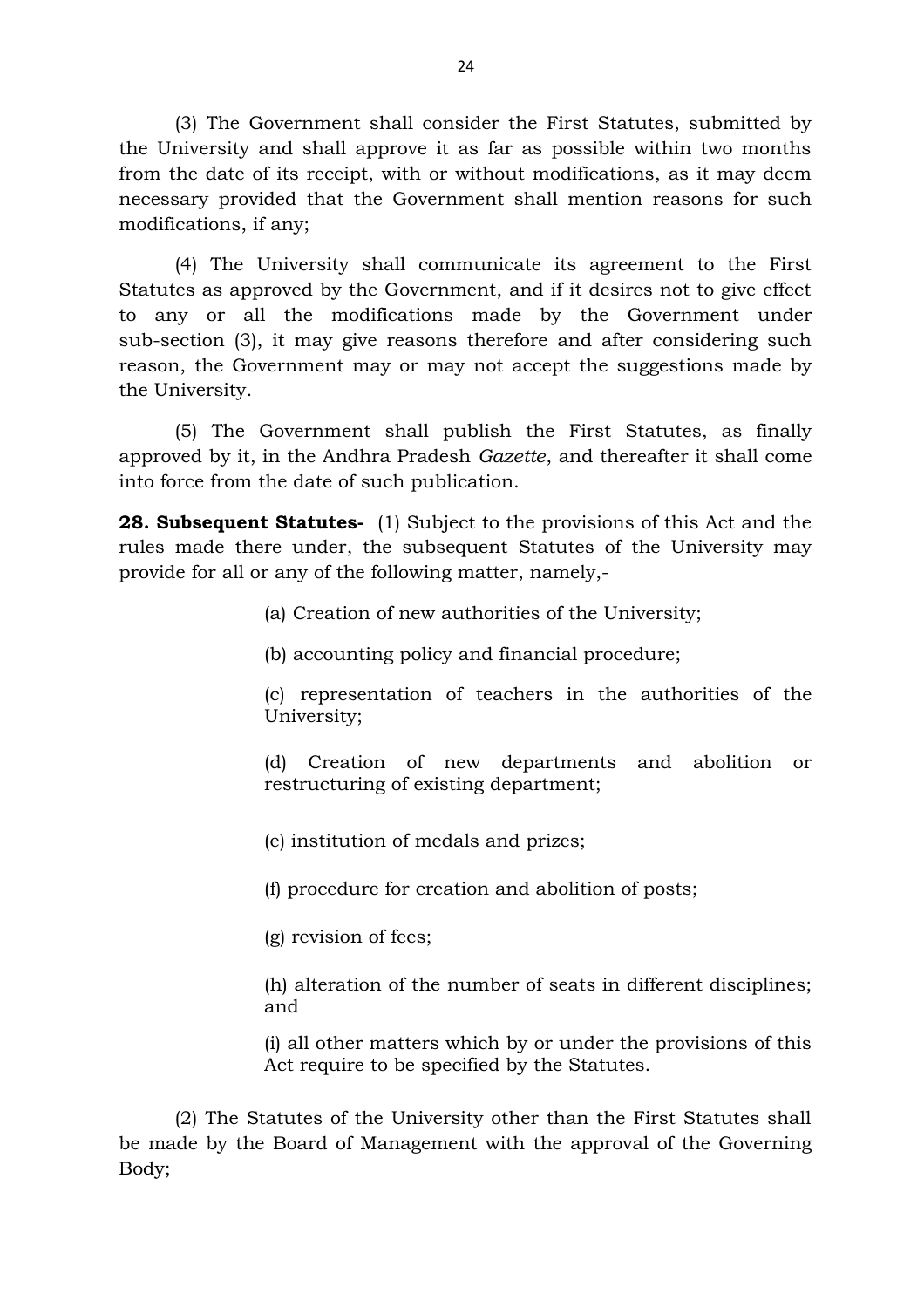(3) The Government shall consider the First Statutes, submitted by the University and shall approve it as far as possible within two months from the date of its receipt, with or without modifications, as it may deem necessary provided that the Government shall mention reasons for such modifications, if any;

(4) The University shall communicate its agreement to the First Statutes as approved by the Government, and if it desires not to give effect to any or all the modifications made by the Government under sub-section (3), it may give reasons therefore and after considering such reason, the Government may or may not accept the suggestions made by the University.

(5) The Government shall publish the First Statutes, as finally approved by it, in the Andhra Pradesh *Gazette*, and thereafter it shall come into force from the date of such publication.

**28. Subsequent Statutes-** (1) Subject to the provisions of this Act and the rules made there under, the subsequent Statutes of the University may provide for all or any of the following matter, namely,-

(a) Creation of new authorities of the University;

(b) accounting policy and financial procedure;

(c) representation of teachers in the authorities of the University;

(d) Creation of new departments and abolition or restructuring of existing department;

(e) institution of medals and prizes;

(f) procedure for creation and abolition of posts;

(g) revision of fees;

(h) alteration of the number of seats in different disciplines; and

(i) all other matters which by or under the provisions of this Act require to be specified by the Statutes.

(2) The Statutes of the University other than the First Statutes shall be made by the Board of Management with the approval of the Governing Body;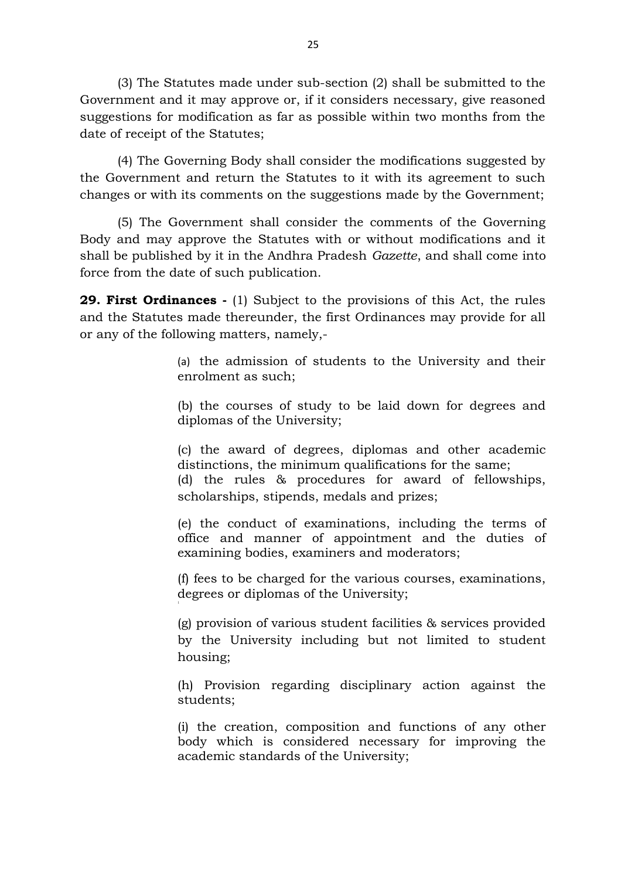(3) The Statutes made under sub-section (2) shall be submitted to the Government and it may approve or, if it considers necessary, give reasoned suggestions for modification as far as possible within two months from the date of receipt of the Statutes;

(4) The Governing Body shall consider the modifications suggested by the Government and return the Statutes to it with its agreement to such changes or with its comments on the suggestions made by the Government;

(5) The Government shall consider the comments of the Governing Body and may approve the Statutes with or without modifications and it shall be published by it in the Andhra Pradesh *Gazette*, and shall come into force from the date of such publication.

**29. First Ordinances -** (1) Subject to the provisions of this Act, the rules and the Statutes made thereunder, the first Ordinances may provide for all or any of the following matters, namely,-

(a) the admission of students to the University and their enrolment as such;

(b) the courses of study to be laid down for degrees and diplomas of the University;

(c) the award of degrees, diplomas and other academic distinctions, the minimum qualifications for the same;

(d) the rules & procedures for award of fellowships, scholarships, stipends, medals and prizes;

(e) the conduct of examinations, including the terms of office and manner of appointment and the duties of examining bodies, examiners and moderators;

(f) fees to be charged for the various courses, examinations, degrees or diplomas of the University;

(g) provision of various student facilities & services provided by the University including but not limited to student housing;

(h) Provision regarding disciplinary action against the students;

(i) the creation, composition and functions of any other body which is considered necessary for improving the academic standards of the University;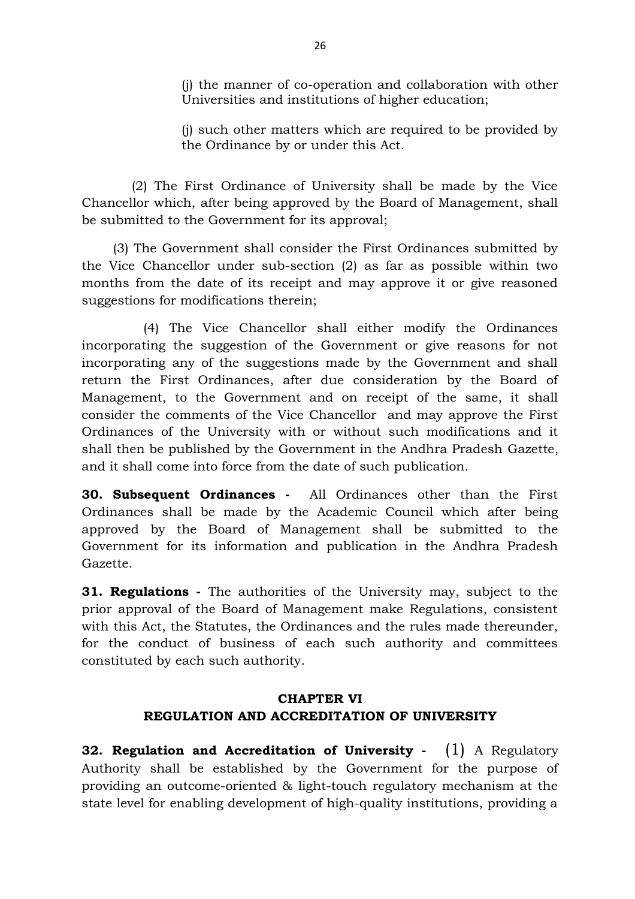(j) the manner of co-operation and collaboration with other Universities and institutions of higher education;

(j) such other matters which are required to be provided by the Ordinance by or under this Act.

(2) The First Ordinance of University shall be made by the Vice Chancellor which, after being approved by the Board of Management, shall be submitted to the Government for its approval;

(3) The Government shall consider the First Ordinances submitted by the Vice Chancellor under sub-section (2) as far as possible within two months from the date of its receipt and may approve it or give reasoned suggestions for modifications therein;

(4) The Vice Chancellor shall either modify the Ordinances incorporating the suggestion of the Government or give reasons for not incorporating any of the suggestions made by the Government and shall return the First Ordinances, after due consideration by the Board of Management, to the Government and on receipt of the same, it shall consider the comments of the Vice Chancellor and may approve the First Ordinances of the University with or without such modifications and it shall then be published by the Government in the Andhra Pradesh Gazette, and it shall come into force from the date of such publication.

**30. Subsequent Ordinances -** All Ordinances other than the First Ordinances shall be made by the Academic Council which after being approved by the Board of Management shall be submitted to the Government for its information and publication in the Andhra Pradesh Gazette.

**31. Regulations -** The authorities of the University may, subject to the prior approval of the Board of Management make Regulations, consistent with this Act, the Statutes, the Ordinances and the rules made thereunder, for the conduct of business of each such authority and committees constituted by each such authority.

## CHAPTER VI
## REGULATION AND ACCREDITATION OF UNIVERSITY

**32. Regulation and Accreditation of University -** (1) A Regulatory Authority shall be established by the Government for the purpose of providing an outcome-oriented & light-touch regulatory mechanism at the state level for enabling development of high-quality institutions, providing a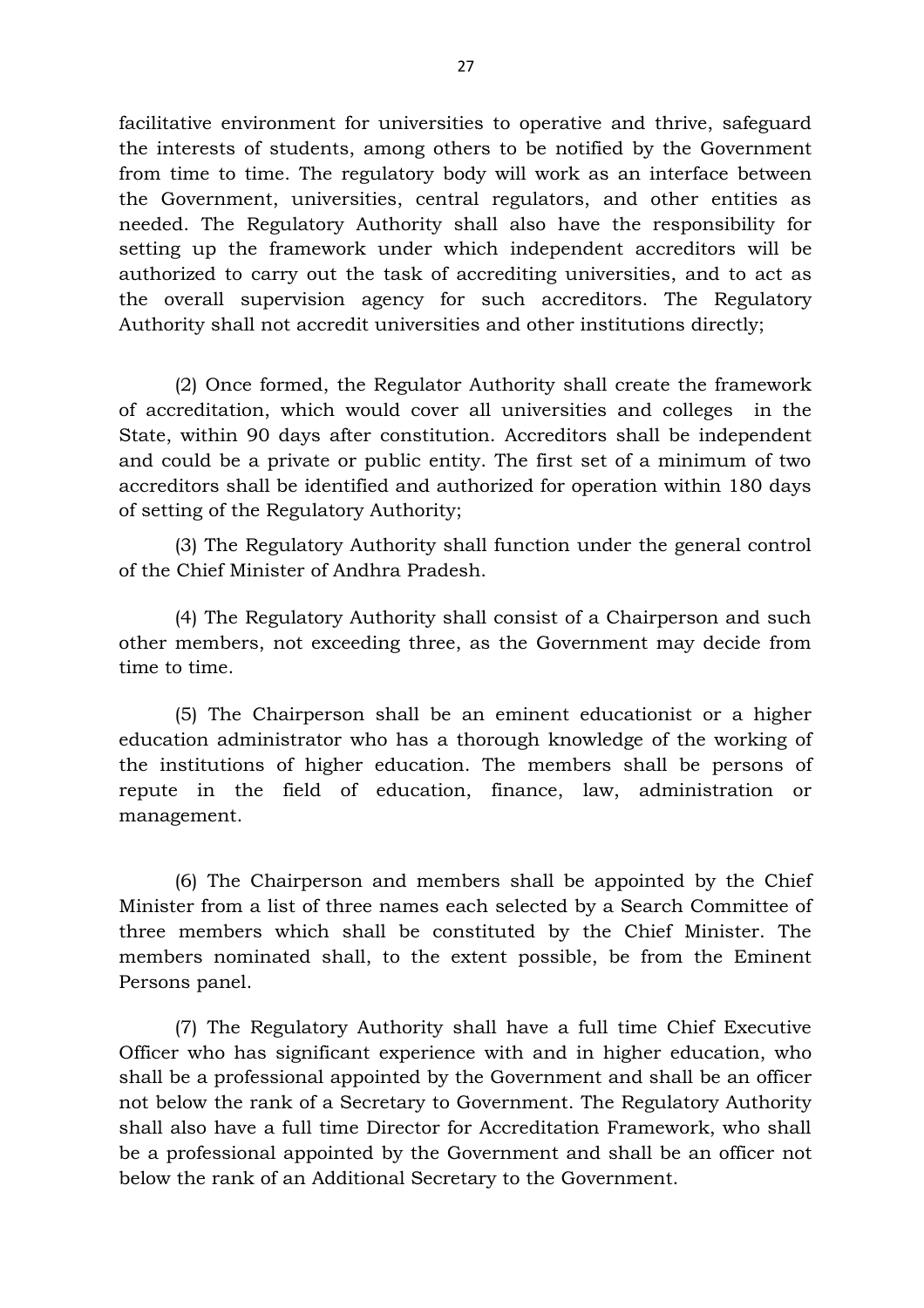facilitative environment for universities to operative and thrive, safeguard the interests of students, among others to be notified by the Government from time to time. The regulatory body will work as an interface between the Government, universities, central regulators, and other entities as needed. The Regulatory Authority shall also have the responsibility for setting up the framework under which independent accreditors will be authorized to carry out the task of accrediting universities, and to act as the overall supervision agency for such accreditors. The Regulatory Authority shall not accredit universities and other institutions directly;

(2) Once formed, the Regulator Authority shall create the framework of accreditation, which would cover all universities and colleges in the State, within 90 days after constitution. Accreditors shall be independent and could be a private or public entity. The first set of a minimum of two accreditors shall be identified and authorized for operation within 180 days of setting of the Regulatory Authority;

(3) The Regulatory Authority shall function under the general control of the Chief Minister of Andhra Pradesh.

(4) The Regulatory Authority shall consist of a Chairperson and such other members, not exceeding three, as the Government may decide from time to time.

(5) The Chairperson shall be an eminent educationist or a higher education administrator who has a thorough knowledge of the working of the institutions of higher education. The members shall be persons of repute in the field of education, finance, law, administration or management.

(6) The Chairperson and members shall be appointed by the Chief Minister from a list of three names each selected by a Search Committee of three members which shall be constituted by the Chief Minister. The members nominated shall, to the extent possible, be from the Eminent Persons panel.

(7) The Regulatory Authority shall have a full time Chief Executive Officer who has significant experience with and in higher education, who shall be a professional appointed by the Government and shall be an officer not below the rank of a Secretary to Government. The Regulatory Authority shall also have a full time Director for Accreditation Framework, who shall be a professional appointed by the Government and shall be an officer not below the rank of an Additional Secretary to the Government.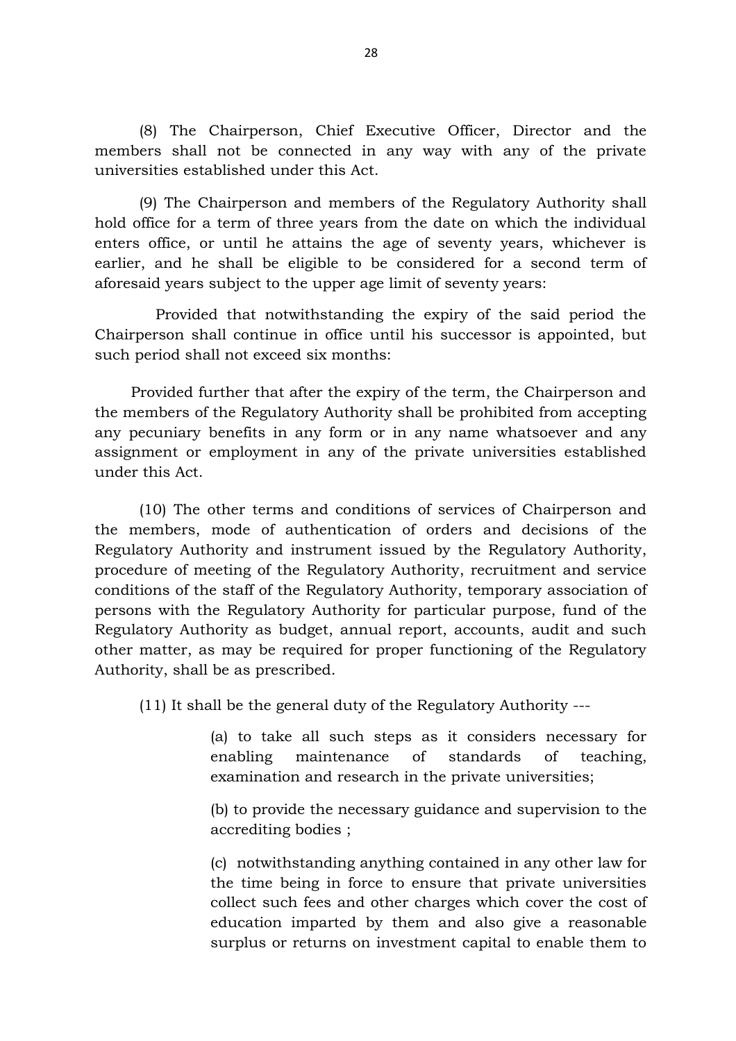(8) The Chairperson, Chief Executive Officer, Director and the members shall not be connected in any way with any of the private universities established under this Act.

(9) The Chairperson and members of the Regulatory Authority shall hold office for a term of three years from the date on which the individual enters office, or until he attains the age of seventy years, whichever is earlier, and he shall be eligible to be considered for a second term of aforesaid years subject to the upper age limit of seventy years:

Provided that notwithstanding the expiry of the said period the Chairperson shall continue in office until his successor is appointed, but such period shall not exceed six months:

Provided further that after the expiry of the term, the Chairperson and the members of the Regulatory Authority shall be prohibited from accepting any pecuniary benefits in any form or in any name whatsoever and any assignment or employment in any of the private universities established under this Act.

(10) The other terms and conditions of services of Chairperson and the members, mode of authentication of orders and decisions of the Regulatory Authority and instrument issued by the Regulatory Authority, procedure of meeting of the Regulatory Authority, recruitment and service conditions of the staff of the Regulatory Authority, temporary association of persons with the Regulatory Authority for particular purpose, fund of the Regulatory Authority as budget, annual report, accounts, audit and such other matter, as may be required for proper functioning of the Regulatory Authority, shall be as prescribed.

(11) It shall be the general duty of the Regulatory Authority ---

(a) to take all such steps as it considers necessary for enabling maintenance of standards of teaching, examination and research in the private universities;

(b) to provide the necessary guidance and supervision to the accrediting bodies ;

(c) notwithstanding anything contained in any other law for the time being in force to ensure that private universities collect such fees and other charges which cover the cost of education imparted by them and also give a reasonable surplus or returns on investment capital to enable them to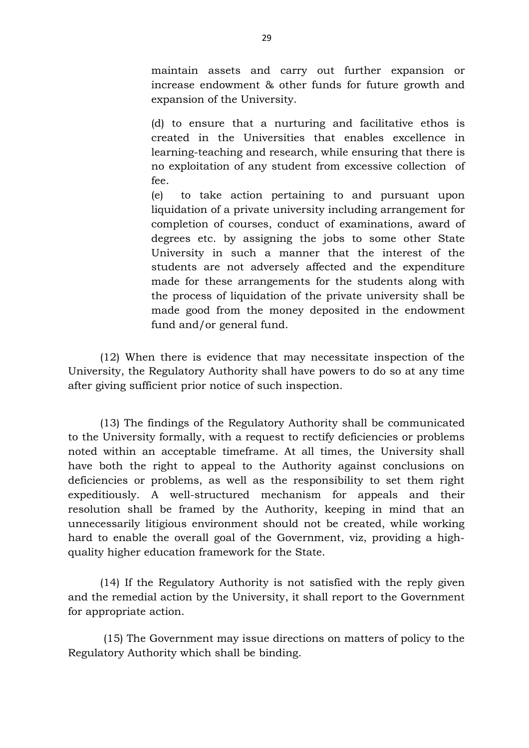maintain assets and carry out further expansion or increase endowment & other funds for future growth and expansion of the University.

(d) to ensure that a nurturing and facilitative ethos is created in the Universities that enables excellence in learning-teaching and research, while ensuring that there is no exploitation of any student from excessive collection of fee.

(e) to take action pertaining to and pursuant upon liquidation of a private university including arrangement for completion of courses, conduct of examinations, award of degrees etc. by assigning the jobs to some other State University in such a manner that the interest of the students are not adversely affected and the expenditure made for these arrangements for the students along with the process of liquidation of the private university shall be made good from the money deposited in the endowment fund and/or general fund.

(12) When there is evidence that may necessitate inspection of the University, the Regulatory Authority shall have powers to do so at any time after giving sufficient prior notice of such inspection.

(13) The findings of the Regulatory Authority shall be communicated to the University formally, with a request to rectify deficiencies or problems noted within an acceptable timeframe. At all times, the University shall have both the right to appeal to the Authority against conclusions on deficiencies or problems, as well as the responsibility to set them right expeditiously. A well-structured mechanism for appeals and their resolution shall be framed by the Authority, keeping in mind that an unnecessarily litigious environment should not be created, while working hard to enable the overall goal of the Government, viz, providing a high-quality higher education framework for the State.

(14) If the Regulatory Authority is not satisfied with the reply given and the remedial action by the University, it shall report to the Government for appropriate action.

(15) The Government may issue directions on matters of policy to the Regulatory Authority which shall be binding.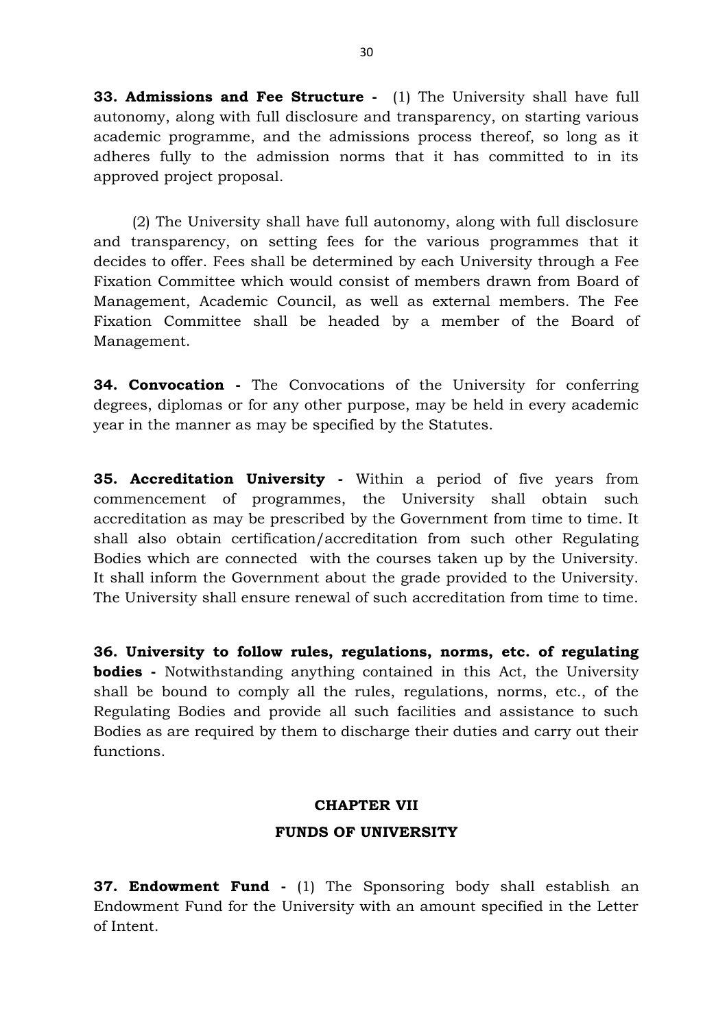**33. Admissions and Fee Structure -** (1) The University shall have full autonomy, along with full disclosure and transparency, on starting various academic programme, and the admissions process thereof, so long as it adheres fully to the admission norms that it has committed to in its approved project proposal.

(2) The University shall have full autonomy, along with full disclosure and transparency, on setting fees for the various programmes that it decides to offer. Fees shall be determined by each University through a Fee Fixation Committee which would consist of members drawn from Board of Management, Academic Council, as well as external members. The Fee Fixation Committee shall be headed by a member of the Board of Management.

**34. Convocation -** The Convocations of the University for conferring degrees, diplomas or for any other purpose, may be held in every academic year in the manner as may be specified by the Statutes.

**35. Accreditation University -** Within a period of five years from commencement of programmes, the University shall obtain such accreditation as may be prescribed by the Government from time to time. It shall also obtain certification/accreditation from such other Regulating Bodies which are connected with the courses taken up by the University. It shall inform the Government about the grade provided to the University. The University shall ensure renewal of such accreditation from time to time.

**36. University to follow rules, regulations, norms, etc. of regulating bodies -** Notwithstanding anything contained in this Act, the University shall be bound to comply all the rules, regulations, norms, etc., of the Regulating Bodies and provide all such facilities and assistance to such Bodies as are required by them to discharge their duties and carry out their functions.

## CHAPTER VII

## FUNDS OF UNIVERSITY

**37. Endowment Fund -** (1) The Sponsoring body shall establish an Endowment Fund for the University with an amount specified in the Letter of Intent.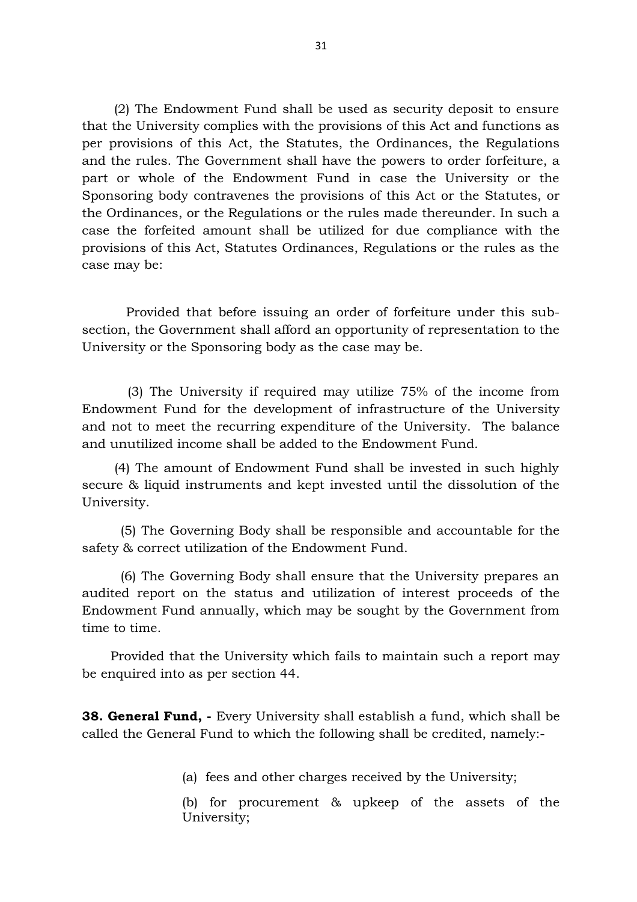(2) The Endowment Fund shall be used as security deposit to ensure that the University complies with the provisions of this Act and functions as per provisions of this Act, the Statutes, the Ordinances, the Regulations and the rules. The Government shall have the powers to order forfeiture, a part or whole of the Endowment Fund in case the University or the Sponsoring body contravenes the provisions of this Act or the Statutes, or the Ordinances, or the Regulations or the rules made thereunder. In such a case the forfeited amount shall be utilized for due compliance with the provisions of this Act, Statutes Ordinances, Regulations or the rules as the case may be:

Provided that before issuing an order of forfeiture under this sub-section, the Government shall afford an opportunity of representation to the University or the Sponsoring body as the case may be.

(3) The University if required may utilize 75% of the income from Endowment Fund for the development of infrastructure of the University and not to meet the recurring expenditure of the University. The balance and unutilized income shall be added to the Endowment Fund.

(4) The amount of Endowment Fund shall be invested in such highly secure & liquid instruments and kept invested until the dissolution of the University.

(5) The Governing Body shall be responsible and accountable for the safety & correct utilization of the Endowment Fund.

(6) The Governing Body shall ensure that the University prepares an audited report on the status and utilization of interest proceeds of the Endowment Fund annually, which may be sought by the Government from time to time.

Provided that the University which fails to maintain such a report may be enquired into as per section 44.

**38. General Fund, -** Every University shall establish a fund, which shall be called the General Fund to which the following shall be credited, namely:-

(a) fees and other charges received by the University;

(b) for procurement & upkeep of the assets of the University;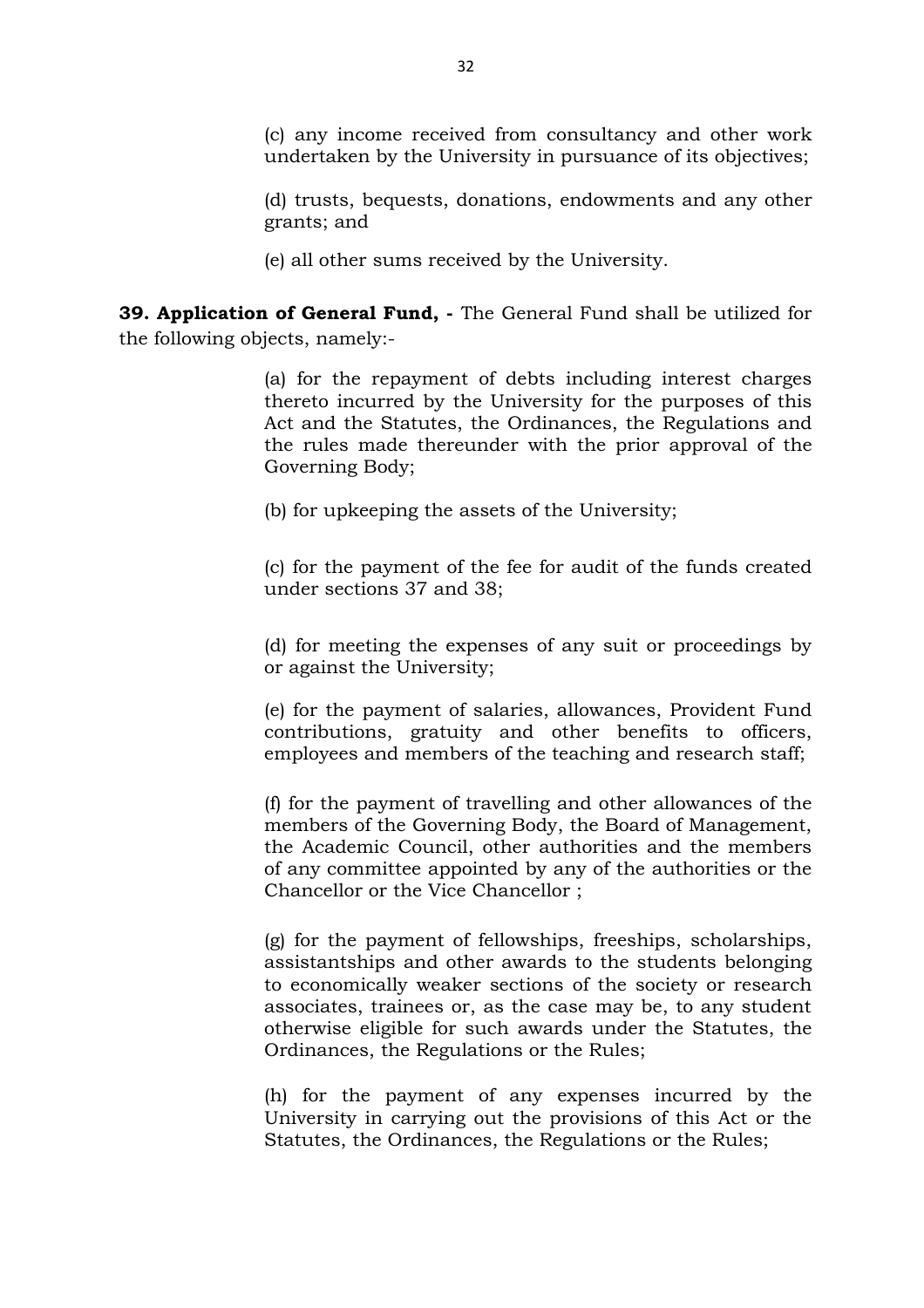(c) any income received from consultancy and other work undertaken by the University in pursuance of its objectives;

(d) trusts, bequests, donations, endowments and any other grants; and

(e) all other sums received by the University.

**39. Application of General Fund, -** The General Fund shall be utilized for the following objects, namely:-

(a) for the repayment of debts including interest charges thereto incurred by the University for the purposes of this Act and the Statutes, the Ordinances, the Regulations and the rules made thereunder with the prior approval of the Governing Body;

(b) for upkeeping the assets of the University;

(c) for the payment of the fee for audit of the funds created under sections 37 and 38;

(d) for meeting the expenses of any suit or proceedings by or against the University;

(e) for the payment of salaries, allowances, Provident Fund contributions, gratuity and other benefits to officers, employees and members of the teaching and research staff;

(f) for the payment of travelling and other allowances of the members of the Governing Body, the Board of Management, the Academic Council, other authorities and the members of any committee appointed by any of the authorities or the Chancellor or the Vice Chancellor ;

(g) for the payment of fellowships, freeships, scholarships, assistantships and other awards to the students belonging to economically weaker sections of the society or research associates, trainees or, as the case may be, to any student otherwise eligible for such awards under the Statutes, the Ordinances, the Regulations or the Rules;

(h) for the payment of any expenses incurred by the University in carrying out the provisions of this Act or the Statutes, the Ordinances, the Regulations or the Rules;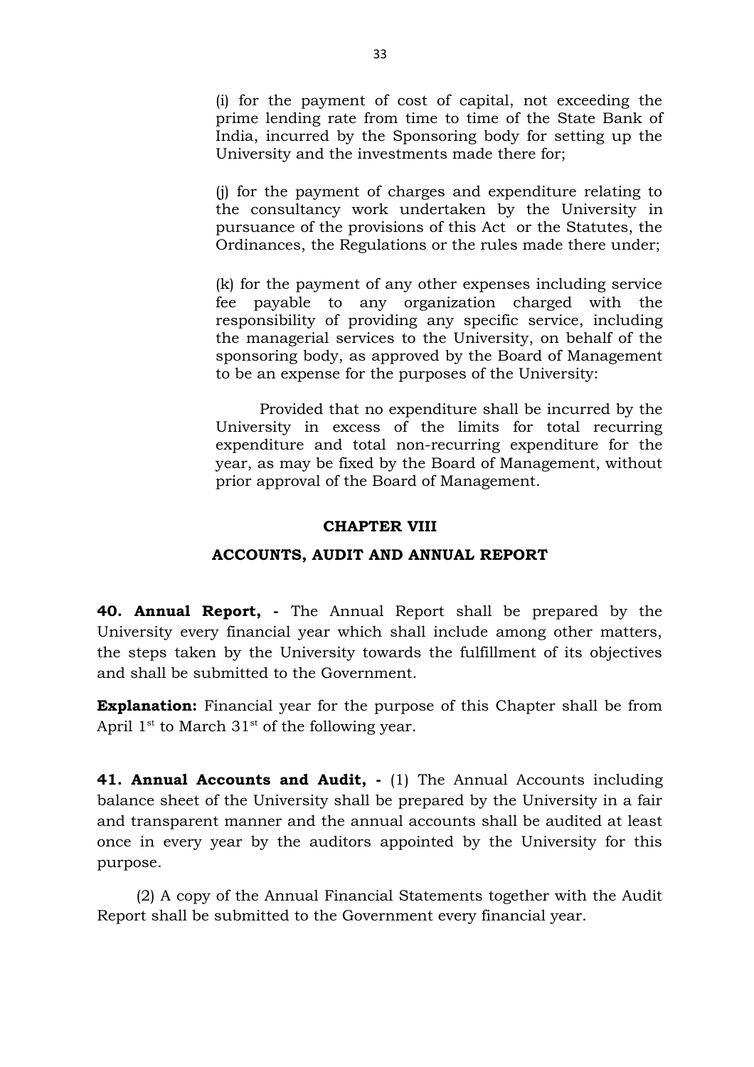(i) for the payment of cost of capital, not exceeding the prime lending rate from time to time of the State Bank of India, incurred by the Sponsoring body for setting up the University and the investments made there for;

(j) for the payment of charges and expenditure relating to the consultancy work undertaken by the University in pursuance of the provisions of this Act or the Statutes, the Ordinances, the Regulations or the rules made there under;

(k) for the payment of any other expenses including service fee payable to any organization charged with the responsibility of providing any specific service, including the managerial services to the University, on behalf of the sponsoring body, as approved by the Board of Management to be an expense for the purposes of the University:

Provided that no expenditure shall be incurred by the University in excess of the limits for total recurring expenditure and total non-recurring expenditure for the year, as may be fixed by the Board of Management, without prior approval of the Board of Management.

## CHAPTER VIII

## ACCOUNTS, AUDIT AND ANNUAL REPORT

**40. Annual Report, -** The Annual Report shall be prepared by the University every financial year which shall include among other matters, the steps taken by the University towards the fulfillment of its objectives and shall be submitted to the Government.

**Explanation:** Financial year for the purpose of this Chapter shall be from April 1st to March 31st of the following year.

**41. Annual Accounts and Audit, -** (1) The Annual Accounts including balance sheet of the University shall be prepared by the University in a fair and transparent manner and the annual accounts shall be audited at least once in every year by the auditors appointed by the University for this purpose.

(2) A copy of the Annual Financial Statements together with the Audit Report shall be submitted to the Government every financial year.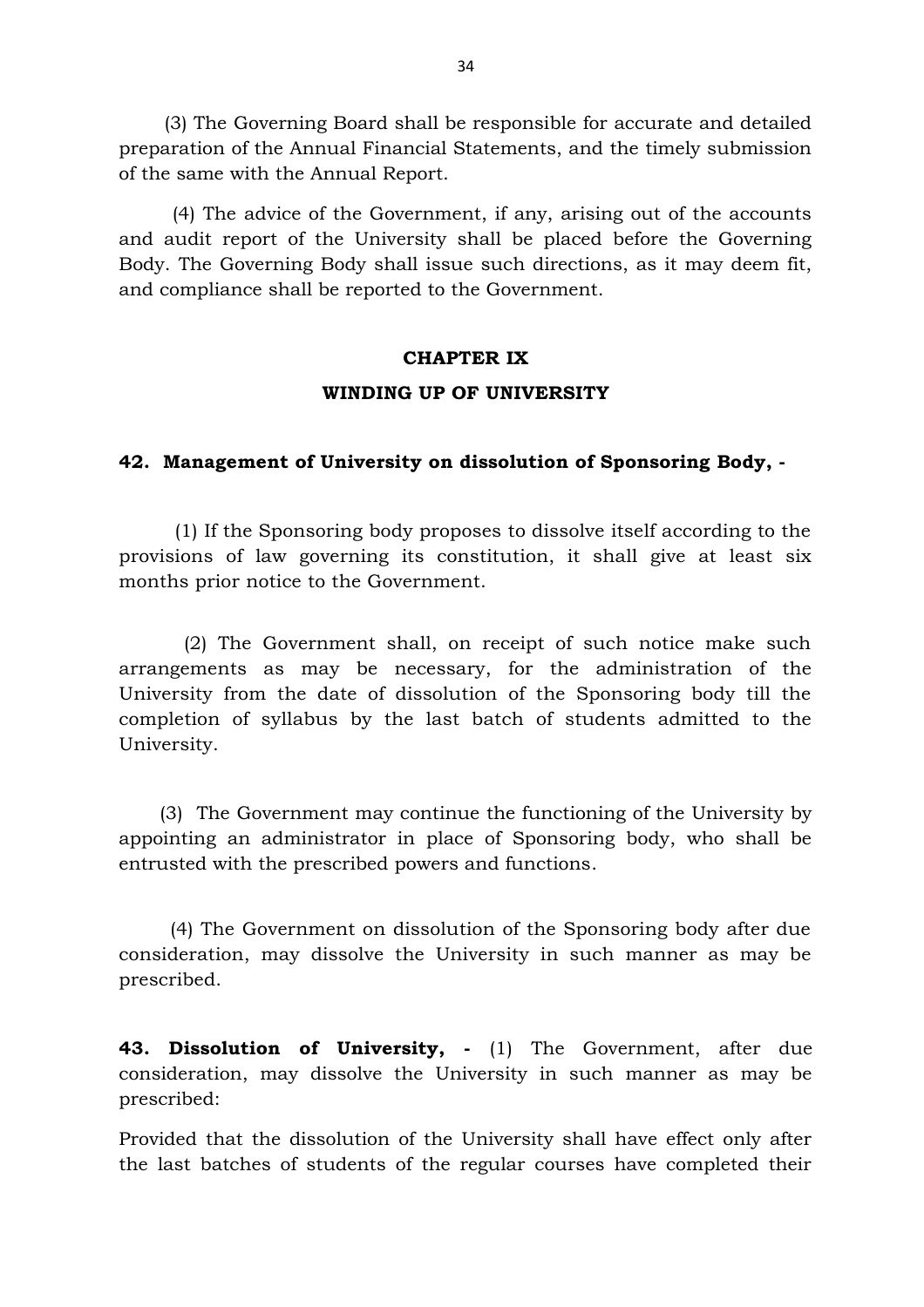(3) The Governing Board shall be responsible for accurate and detailed preparation of the Annual Financial Statements, and the timely submission of the same with the Annual Report.

(4) The advice of the Government, if any, arising out of the accounts and audit report of the University shall be placed before the Governing Body. The Governing Body shall issue such directions, as it may deem fit, and compliance shall be reported to the Government.

## CHAPTER IX

## WINDING UP OF UNIVERSITY

**42. Management of University on dissolution of Sponsoring Body, -**

(1) If the Sponsoring body proposes to dissolve itself according to the provisions of law governing its constitution, it shall give at least six months prior notice to the Government.

(2) The Government shall, on receipt of such notice make such arrangements as may be necessary, for the administration of the University from the date of dissolution of the Sponsoring body till the completion of syllabus by the last batch of students admitted to the University.

(3) The Government may continue the functioning of the University by appointing an administrator in place of Sponsoring body, who shall be entrusted with the prescribed powers and functions.

(4) The Government on dissolution of the Sponsoring body after due consideration, may dissolve the University in such manner as may be prescribed.

**43. Dissolution of University, -** (1) The Government, after due consideration, may dissolve the University in such manner as may be prescribed:

Provided that the dissolution of the University shall have effect only after the last batches of students of the regular courses have completed their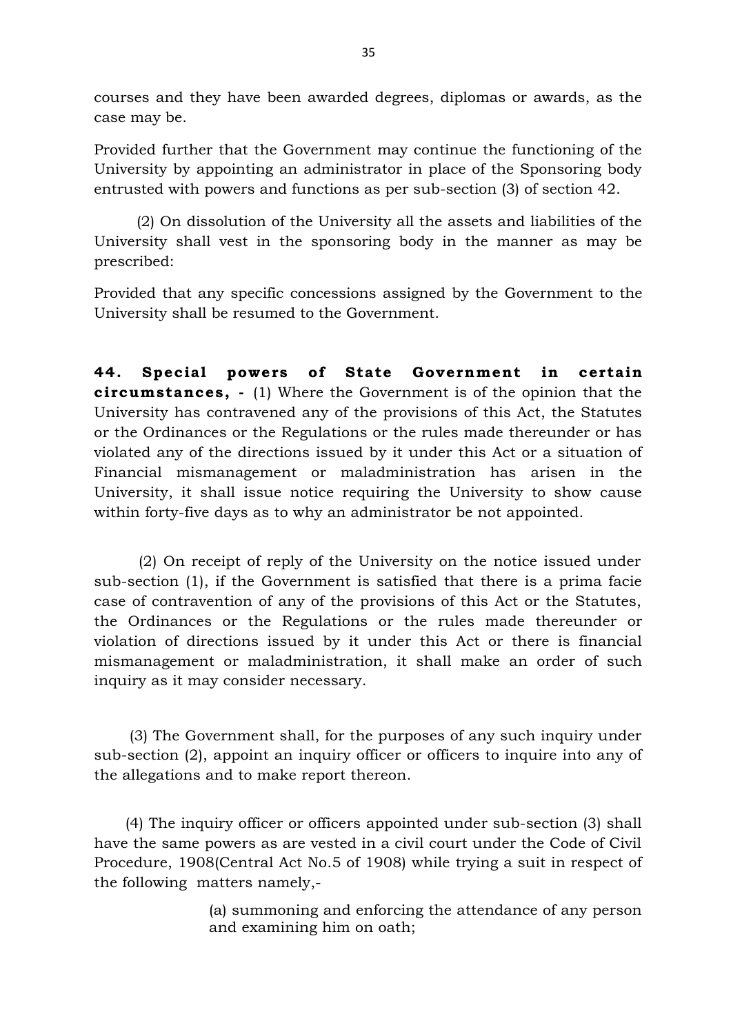courses and they have been awarded degrees, diplomas or awards, as the case may be.

Provided further that the Government may continue the functioning of the University by appointing an administrator in place of the Sponsoring body entrusted with powers and functions as per sub-section (3) of section 42.

(2) On dissolution of the University all the assets and liabilities of the University shall vest in the sponsoring body in the manner as may be prescribed:

Provided that any specific concessions assigned by the Government to the University shall be resumed to the Government.

**44. Special powers of State Government in certain circumstances, -** (1) Where the Government is of the opinion that the University has contravened any of the provisions of this Act, the Statutes or the Ordinances or the Regulations or the rules made thereunder or has violated any of the directions issued by it under this Act or a situation of Financial mismanagement or maladministration has arisen in the University, it shall issue notice requiring the University to show cause within forty-five days as to why an administrator be not appointed.

(2) On receipt of reply of the University on the notice issued under sub-section (1), if the Government is satisfied that there is a prima facie case of contravention of any of the provisions of this Act or the Statutes, the Ordinances or the Regulations or the rules made thereunder or violation of directions issued by it under this Act or there is financial mismanagement or maladministration, it shall make an order of such inquiry as it may consider necessary.

(3) The Government shall, for the purposes of any such inquiry under sub-section (2), appoint an inquiry officer or officers to inquire into any of the allegations and to make report thereon.

(4) The inquiry officer or officers appointed under sub-section (3) shall have the same powers as are vested in a civil court under the Code of Civil Procedure, 1908(Central Act No.5 of 1908) while trying a suit in respect of the following matters namely,-

(a) summoning and enforcing the attendance of any person and examining him on oath;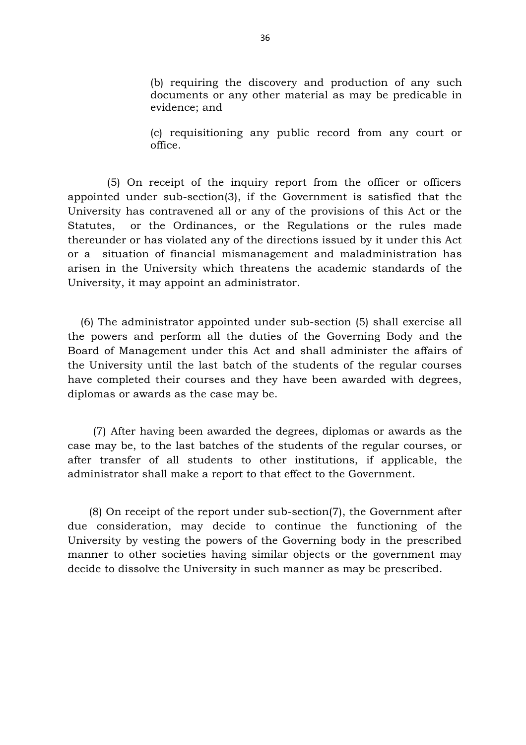(b) requiring the discovery and production of any such documents or any other material as may be predicable in evidence; and

(c) requisitioning any public record from any court or office.

(5) On receipt of the inquiry report from the officer or officers appointed under sub-section(3), if the Government is satisfied that the University has contravened all or any of the provisions of this Act or the Statutes, or the Ordinances, or the Regulations or the rules made thereunder or has violated any of the directions issued by it under this Act or a situation of financial mismanagement and maladministration has arisen in the University which threatens the academic standards of the University, it may appoint an administrator.

(6) The administrator appointed under sub-section (5) shall exercise all the powers and perform all the duties of the Governing Body and the Board of Management under this Act and shall administer the affairs of the University until the last batch of the students of the regular courses have completed their courses and they have been awarded with degrees, diplomas or awards as the case may be.

(7) After having been awarded the degrees, diplomas or awards as the case may be, to the last batches of the students of the regular courses, or after transfer of all students to other institutions, if applicable, the administrator shall make a report to that effect to the Government.

(8) On receipt of the report under sub-section(7), the Government after due consideration, may decide to continue the functioning of the University by vesting the powers of the Governing body in the prescribed manner to other societies having similar objects or the government may decide to dissolve the University in such manner as may be prescribed.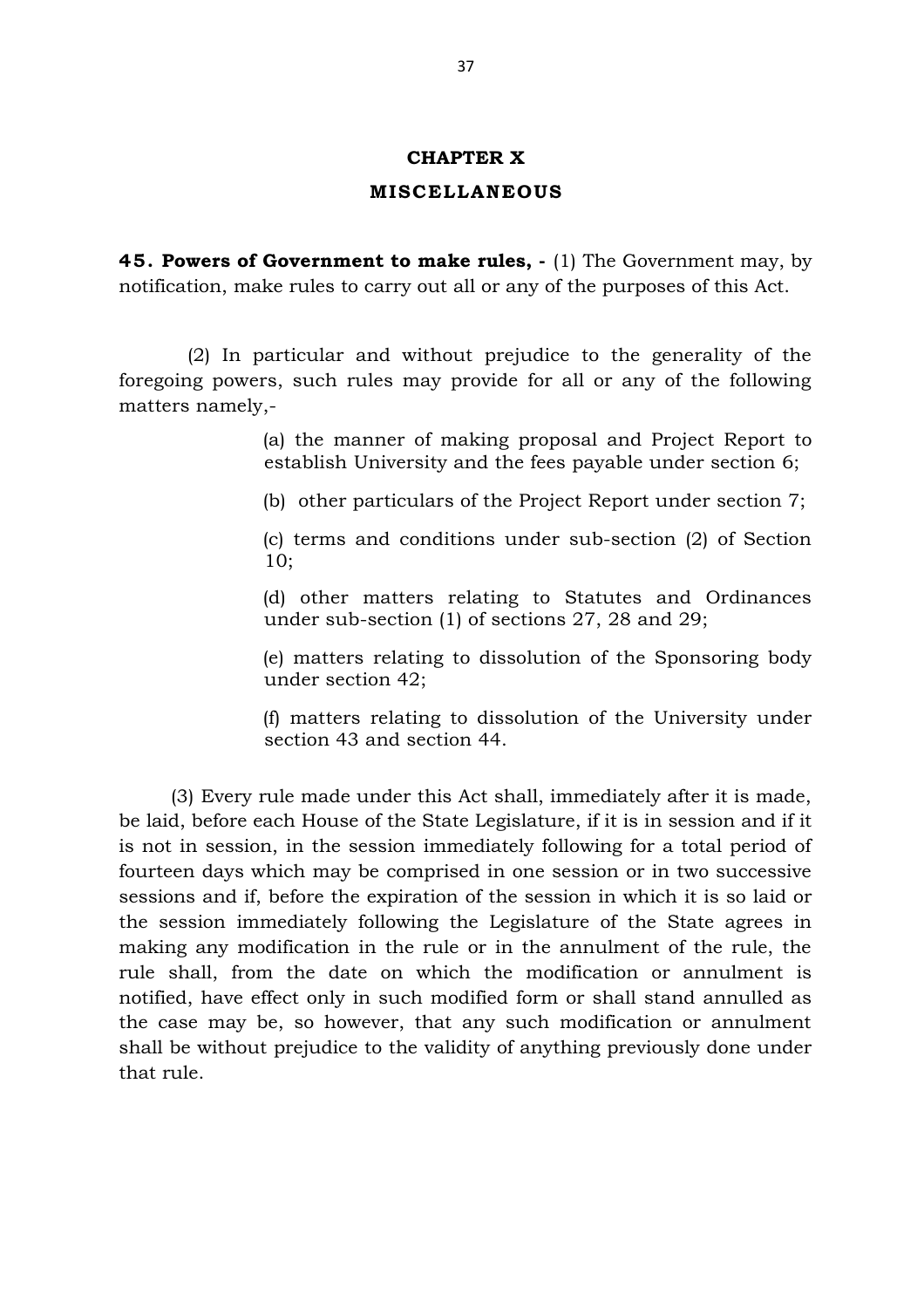## CHAPTER X

## MISCELLANEOUS

**45. Powers of Government to make rules, -** (1) The Government may, by notification, make rules to carry out all or any of the purposes of this Act.

(2) In particular and without prejudice to the generality of the foregoing powers, such rules may provide for all or any of the following matters namely,-

(a) the manner of making proposal and Project Report to establish University and the fees payable under section 6;

(b) other particulars of the Project Report under section 7;

(c) terms and conditions under sub-section (2) of Section 10;

(d) other matters relating to Statutes and Ordinances under sub-section (1) of sections 27, 28 and 29;

(e) matters relating to dissolution of the Sponsoring body under section 42;

(f) matters relating to dissolution of the University under section 43 and section 44.

(3) Every rule made under this Act shall, immediately after it is made, be laid, before each House of the State Legislature, if it is in session and if it is not in session, in the session immediately following for a total period of fourteen days which may be comprised in one session or in two successive sessions and if, before the expiration of the session in which it is so laid or the session immediately following the Legislature of the State agrees in making any modification in the rule or in the annulment of the rule, the rule shall, from the date on which the modification or annulment is notified, have effect only in such modified form or shall stand annulled as the case may be, so however, that any such modification or annulment shall be without prejudice to the validity of anything previously done under that rule.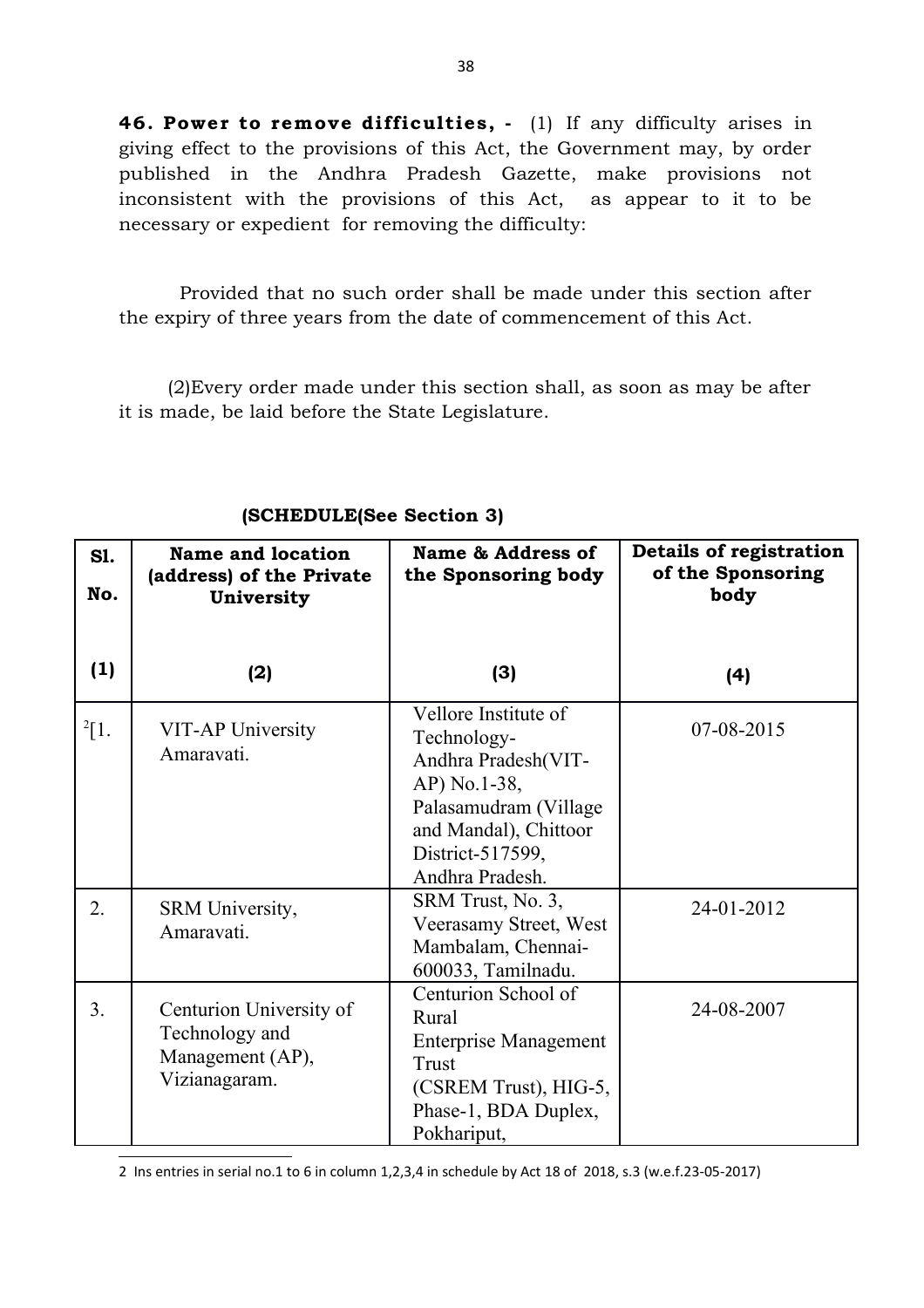**46. Power to remove difficulties, -** (1) If any difficulty arises in giving effect to the provisions of this Act, the Government may, by order published in the Andhra Pradesh Gazette, make provisions not inconsistent with the provisions of this Act, as appear to it to be necessary or expedient for removing the difficulty:

Provided that no such order shall be made under this section after the expiry of three years from the date of commencement of this Act.

(2)Every order made under this section shall, as soon as may be after it is made, be laid before the State Legislature.

**(SCHEDULE(See Section 3)**

| Sl. No. | Name and location (address) of the Private University | Name & Address of the Sponsoring body | Details of registration of the Sponsoring body |
|---|---|---|---|
| (1) | (2) | (3) | (4) |
| [2][1. | VIT-AP University Amaravati. | Vellore Institute of Technology-Andhra Pradesh(VIT-AP) No.1-38, Palasamudram (Village and Mandal), Chittoor District-517599, Andhra Pradesh. | 07-08-2015 |
| 2. | SRM University, Amaravati. | SRM Trust, No. 3, Veerasamy Street, West Mambalam, Chennai-600033, Tamilnadu. | 24-01-2012 |
| 3. | Centurion University of Technology and Management (AP), Vizianagaram. | Centurion School of Rural Enterprise Management Trust (CSREM Trust), HIG-5, Phase-1, BDA Duplex, Pokhariput, | 24-08-2007 |

2 Ins entries in serial no.1 to 6 in column 1,2,3,4 in schedule by Act 18 of 2018, s.3 (w.e.f.23-05-2017)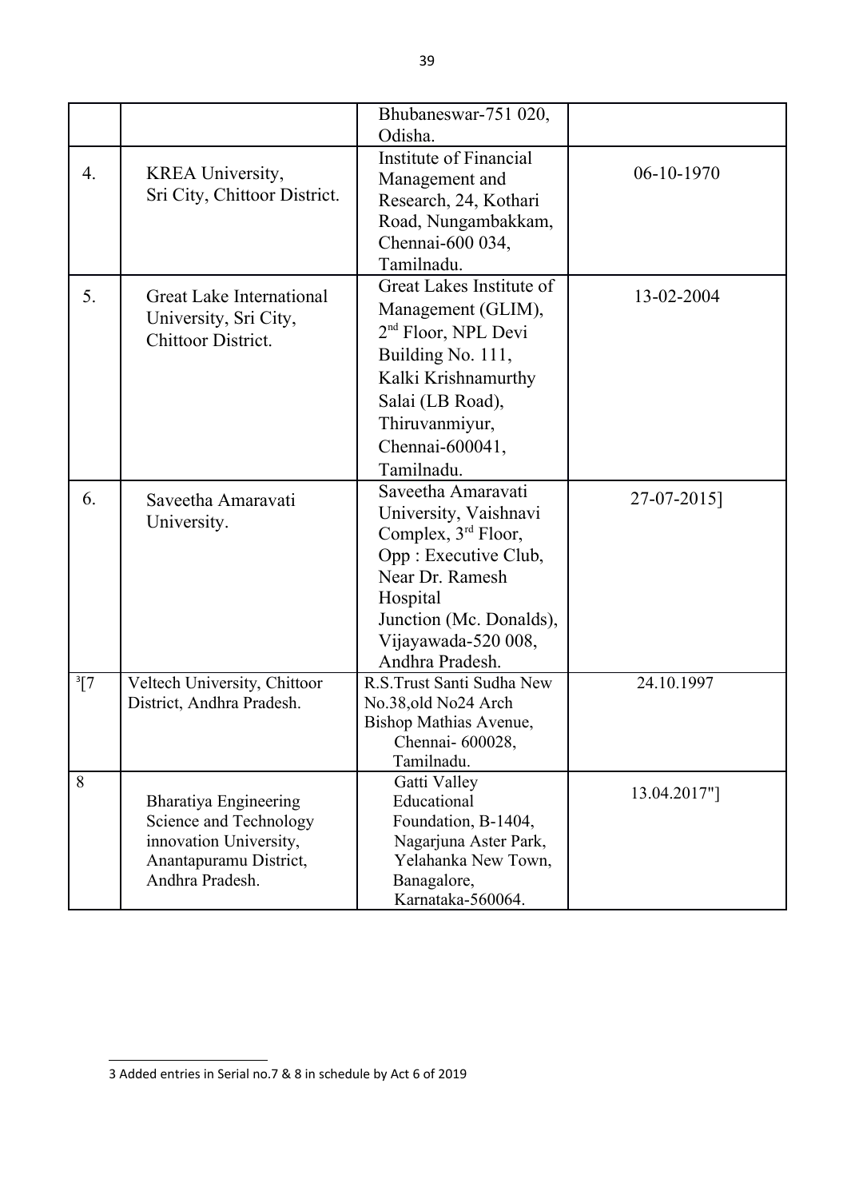| | | | |
|---|---|---|---|
| | | Bhubaneswar-751 020, Odisha. | |
| 4. | KREA University, Sri City, Chittoor District. | Institute of Financial Management and Research, 24, Kothari Road, Nungambakkam, Chennai-600 034, Tamilnadu. | 06-10-1970 |
| 5. | Great Lake International University, Sri City, Chittoor District. | Great Lakes Institute of Management (GLIM), 2nd Floor, NPL Devi Building No. 111, Kalki Krishnamurthy Salai (LB Road), Thiruvanmiyur, Chennai-600041, Tamilnadu. | 13-02-2004 |
| 6. | Saveetha Amaravati University. | Saveetha Amaravati University, Vaishnavi Complex, 3rd Floor, Opp : Executive Club, Near Dr. Ramesh Hospital Junction (Mc. Donalds), Vijayawada-520 008, Andhra Pradesh. | 27-07-2015] |
| [3][7 | Veltech University, Chittoor District, Andhra Pradesh. | R.S.Trust Santi Sudha New No.38,old No24 Arch Bishop Mathias Avenue, Chennai- 600028, Tamilnadu. | 24.10.1997 |
| 8 | Bharatiya Engineering Science and Technology innovation University, Anantapuramu District, Andhra Pradesh. | Gatti Valley Educational Foundation, B-1404, Nagarjuna Aster Park, Yelahanka New Town, Banagalore, Karnataka-560064. | 13.04.2017"] |

3 Added entries in Serial no.7 & 8 in schedule by Act 6 of 2019